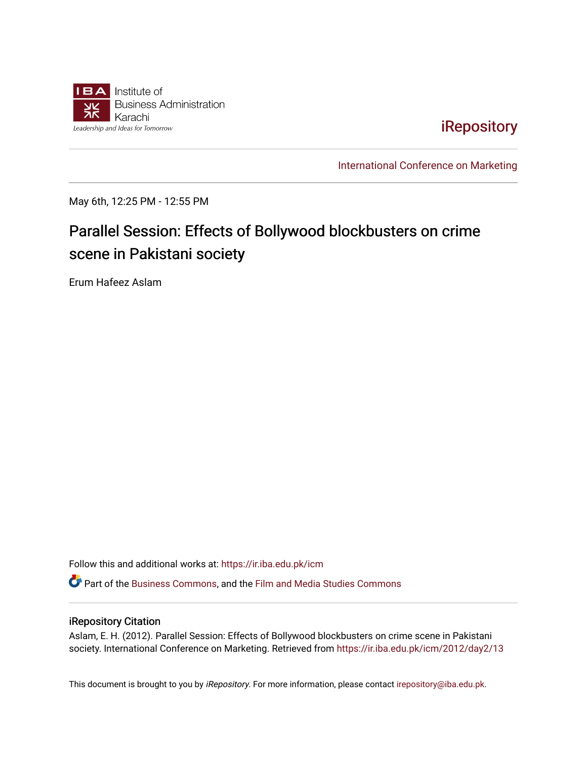Institute of Business Administration Karachi

*Leadership and Ideas for Tomorrow*

iRepository

International Conference on Marketing

May 6th, 12:25 PM - 12:55 PM

# Parallel Session: Effects of Bollywood blockbusters on crime scene in Pakistani society

Erum Hafeez Aslam

Follow this and additional works at: https://ir.iba.edu.pk/icm

Part of the Business Commons, and the Film and Media Studies Commons

## iRepository Citation

Aslam, E. H. (2012). Parallel Session: Effects of Bollywood blockbusters on crime scene in Pakistani society. International Conference on Marketing. Retrieved from https://ir.iba.edu.pk/icm/2012/day2/13

This document is brought to you by *iRepository*. For more information, please contact irepository@iba.edu.pk.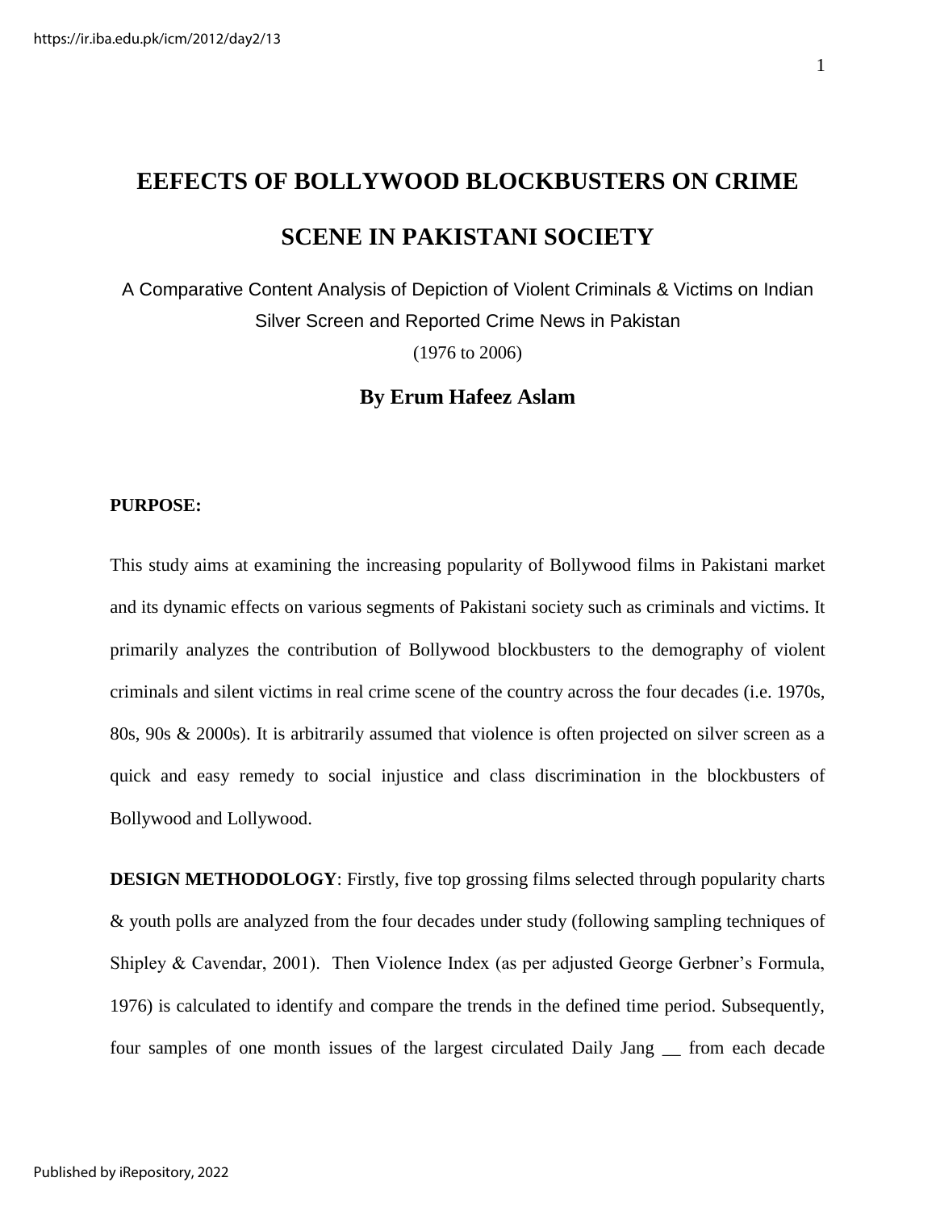# EEFECTS OF BOLLYWOOD BLOCKBUSTERS ON CRIME SCENE IN PAKISTANI SOCIETY

A Comparative Content Analysis of Depiction of Violent Criminals & Victims on Indian Silver Screen and Reported Crime News in Pakistan

(1976 to 2006)

### By Erum Hafeez Aslam

**PURPOSE:**

This study aims at examining the increasing popularity of Bollywood films in Pakistani market and its dynamic effects on various segments of Pakistani society such as criminals and victims. It primarily analyzes the contribution of Bollywood blockbusters to the demography of violent criminals and silent victims in real crime scene of the country across the four decades (i.e. 1970s, 80s, 90s & 2000s). It is arbitrarily assumed that violence is often projected on silver screen as a quick and easy remedy to social injustice and class discrimination in the blockbusters of Bollywood and Lollywood.

**DESIGN METHODOLOGY**: Firstly, five top grossing films selected through popularity charts & youth polls are analyzed from the four decades under study (following sampling techniques of Shipley & Cavendar, 2001). Then Violence Index (as per adjusted George Gerbner's Formula, 1976) is calculated to identify and compare the trends in the defined time period. Subsequently, four samples of one month issues of the largest circulated Daily Jang __ from each decade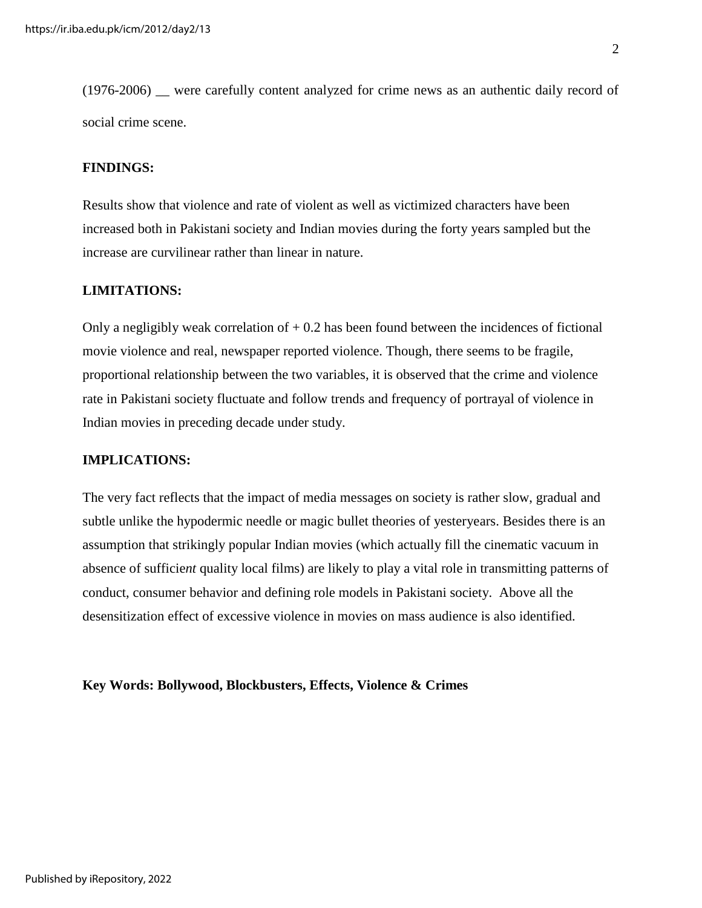(1976-2006) __ were carefully content analyzed for crime news as an authentic daily record of social crime scene.

**FINDINGS:**

Results show that violence and rate of violent as well as victimized characters have been increased both in Pakistani society and Indian movies during the forty years sampled but the increase are curvilinear rather than linear in nature.

**LIMITATIONS:**

Only a negligibly weak correlation of + 0.2 has been found between the incidences of fictional movie violence and real, newspaper reported violence. Though, there seems to be fragile, proportional relationship between the two variables, it is observed that the crime and violence rate in Pakistani society fluctuate and follow trends and frequency of portrayal of violence in Indian movies in preceding decade under study.

**IMPLICATIONS:**

The very fact reflects that the impact of media messages on society is rather slow, gradual and subtle unlike the hypodermic needle or magic bullet theories of yesteryears. Besides there is an assumption that strikingly popular Indian movies (which actually fill the cinematic vacuum in absence of sufficie*nt* quality local films) are likely to play a vital role in transmitting patterns of conduct, consumer behavior and defining role models in Pakistani society. Above all the desensitization effect of excessive violence in movies on mass audience is also identified.

**Key Words: Bollywood, Blockbusters, Effects, Violence & Crimes**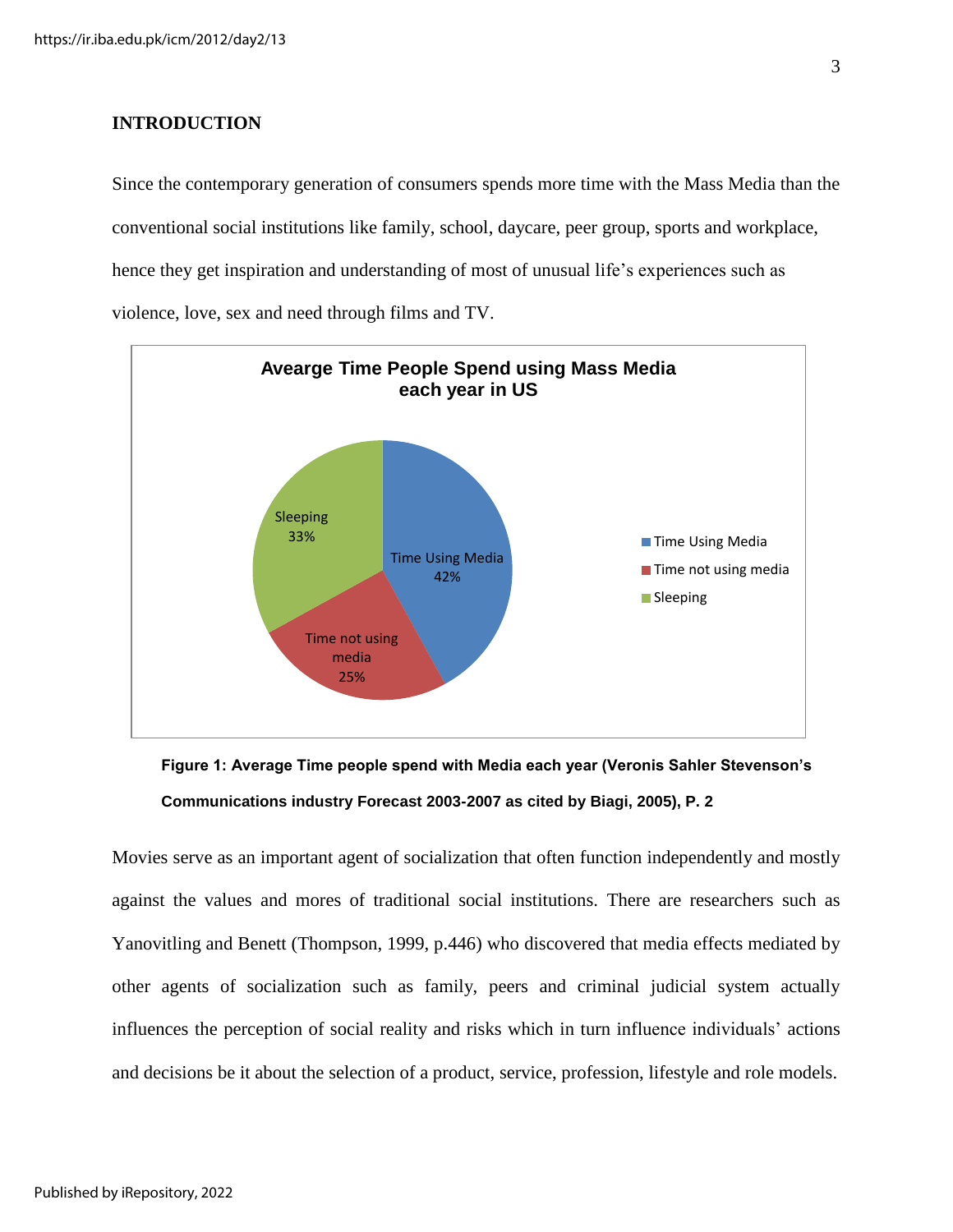## INTRODUCTION

Since the contemporary generation of consumers spends more time with the Mass Media than the conventional social institutions like family, school, daycare, peer group, sports and workplace, hence they get inspiration and understanding of most of unusual life's experiences such as violence, love, sex and need through films and TV.

**Figure 1: Average Time people spend with Media each year (Veronis Sahler Stevenson's Communications industry Forecast 2003-2007 as cited by Biagi, 2005), P. 2**

Movies serve as an important agent of socialization that often function independently and mostly against the values and mores of traditional social institutions. There are researchers such as Yanovitling and Benett (Thompson, 1999, p.446) who discovered that media effects mediated by other agents of socialization such as family, peers and criminal judicial system actually influences the perception of social reality and risks which in turn influence individuals' actions and decisions be it about the selection of a product, service, profession, lifestyle and role models.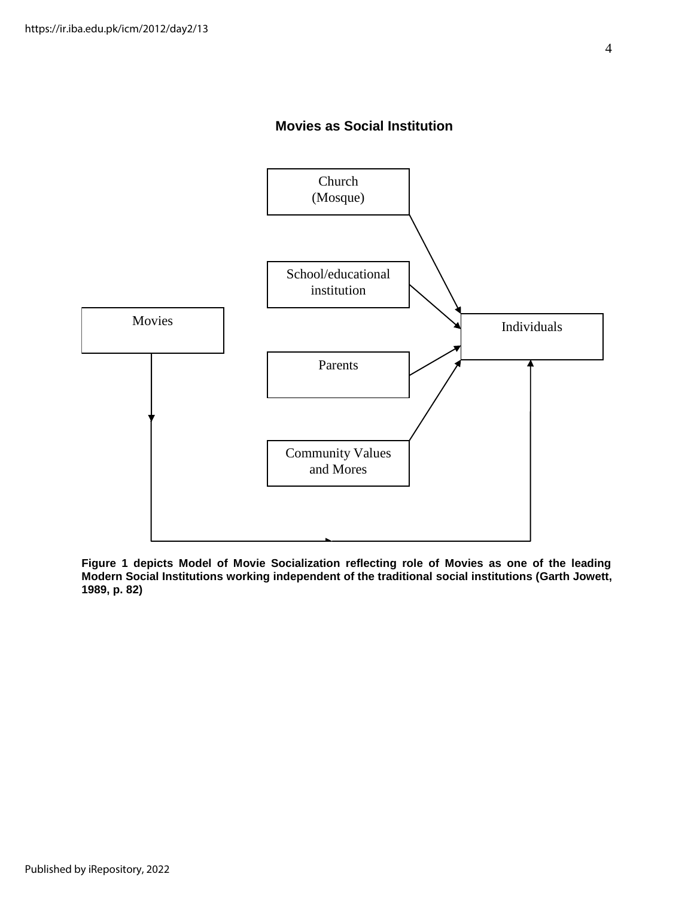**Movies as Social Institution**

Church (Mosque)

School/educational institution

Movies

Individuals

Parents

Community Values and Mores

**Figure 1 depicts Model of Movie Socialization reflecting role of Movies as one of the leading Modern Social Institutions working independent of the traditional social institutions (Garth Jowett, 1989, p. 82)**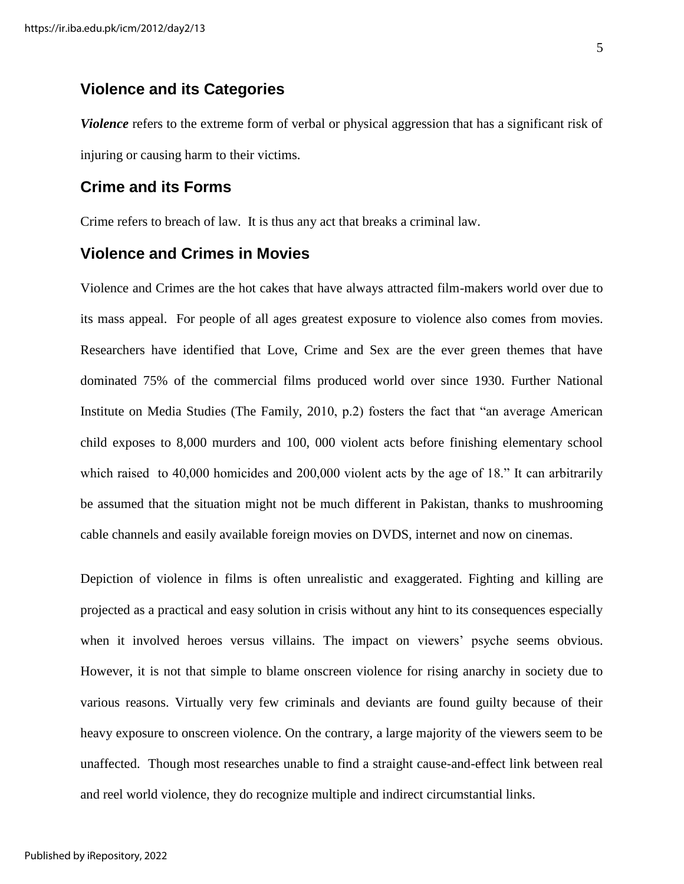## Violence and its Categories

***Violence*** refers to the extreme form of verbal or physical aggression that has a significant risk of injuring or causing harm to their victims.

## Crime and its Forms

Crime refers to breach of law. It is thus any act that breaks a criminal law.

## Violence and Crimes in Movies

Violence and Crimes are the hot cakes that have always attracted film-makers world over due to its mass appeal. For people of all ages greatest exposure to violence also comes from movies. Researchers have identified that Love, Crime and Sex are the ever green themes that have dominated 75% of the commercial films produced world over since 1930. Further National Institute on Media Studies (The Family, 2010, p.2) fosters the fact that "an average American child exposes to 8,000 murders and 100, 000 violent acts before finishing elementary school which raised to 40,000 homicides and 200,000 violent acts by the age of 18." It can arbitrarily be assumed that the situation might not be much different in Pakistan, thanks to mushrooming cable channels and easily available foreign movies on DVDS, internet and now on cinemas.

Depiction of violence in films is often unrealistic and exaggerated. Fighting and killing are projected as a practical and easy solution in crisis without any hint to its consequences especially when it involved heroes versus villains. The impact on viewers' psyche seems obvious. However, it is not that simple to blame onscreen violence for rising anarchy in society due to various reasons. Virtually very few criminals and deviants are found guilty because of their heavy exposure to onscreen violence. On the contrary, a large majority of the viewers seem to be unaffected. Though most researches unable to find a straight cause-and-effect link between real and reel world violence, they do recognize multiple and indirect circumstantial links.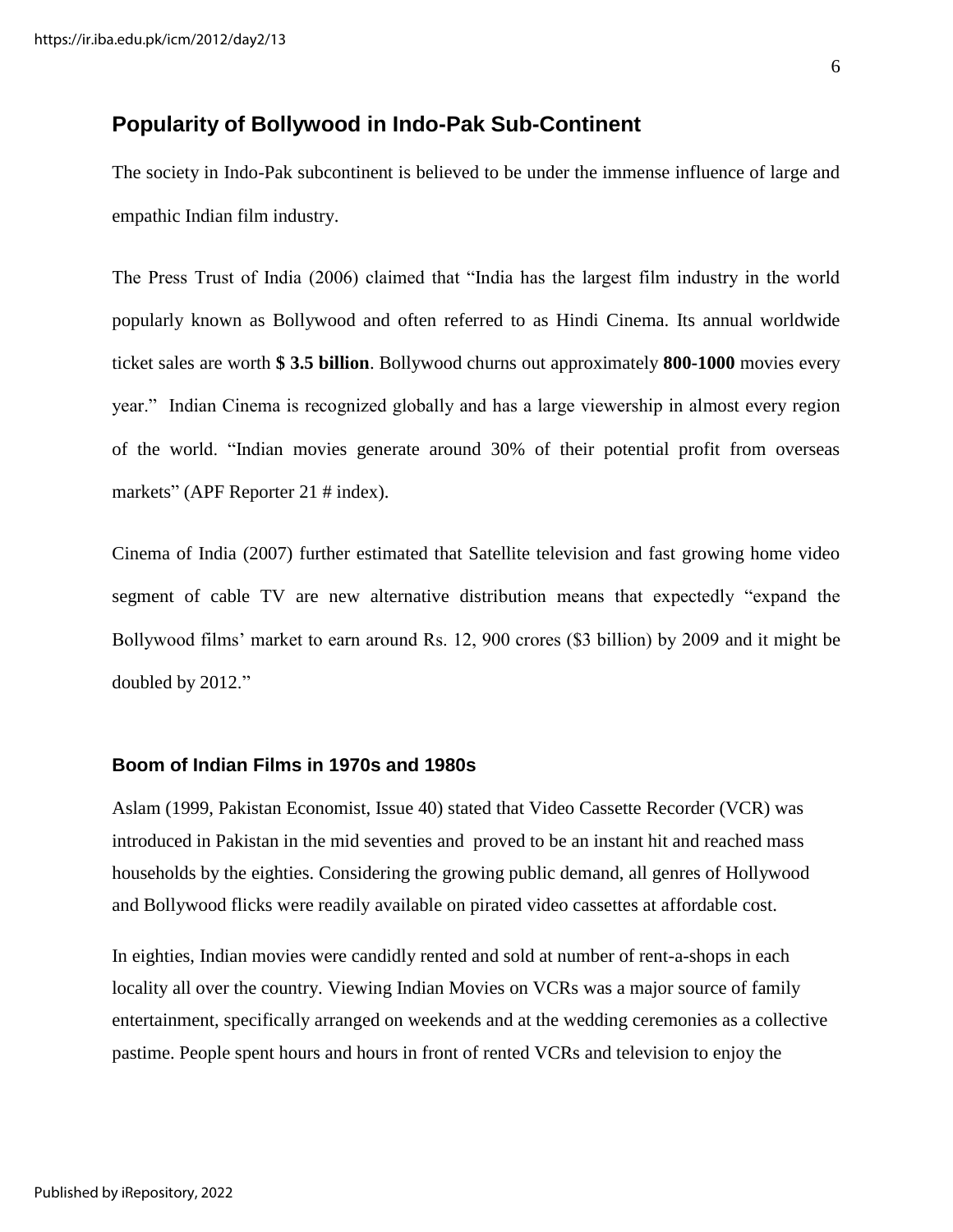## Popularity of Bollywood in Indo-Pak Sub-Continent

The society in Indo-Pak subcontinent is believed to be under the immense influence of large and empathic Indian film industry.

The Press Trust of India (2006) claimed that "India has the largest film industry in the world popularly known as Bollywood and often referred to as Hindi Cinema. Its annual worldwide ticket sales are worth **$ 3.5 billion**. Bollywood churns out approximately **800-1000** movies every year." Indian Cinema is recognized globally and has a large viewership in almost every region of the world. "Indian movies generate around 30% of their potential profit from overseas markets" (APF Reporter 21 # index).

Cinema of India (2007) further estimated that Satellite television and fast growing home video segment of cable TV are new alternative distribution means that expectedly "expand the Bollywood films' market to earn around Rs. 12, 900 crores ($3 billion) by 2009 and it might be doubled by 2012."

### Boom of Indian Films in 1970s and 1980s

Aslam (1999, Pakistan Economist, Issue 40) stated that Video Cassette Recorder (VCR) was introduced in Pakistan in the mid seventies and proved to be an instant hit and reached mass households by the eighties. Considering the growing public demand, all genres of Hollywood and Bollywood flicks were readily available on pirated video cassettes at affordable cost.

In eighties, Indian movies were candidly rented and sold at number of rent-a-shops in each locality all over the country. Viewing Indian Movies on VCRs was a major source of family entertainment, specifically arranged on weekends and at the wedding ceremonies as a collective pastime. People spent hours and hours in front of rented VCRs and television to enjoy the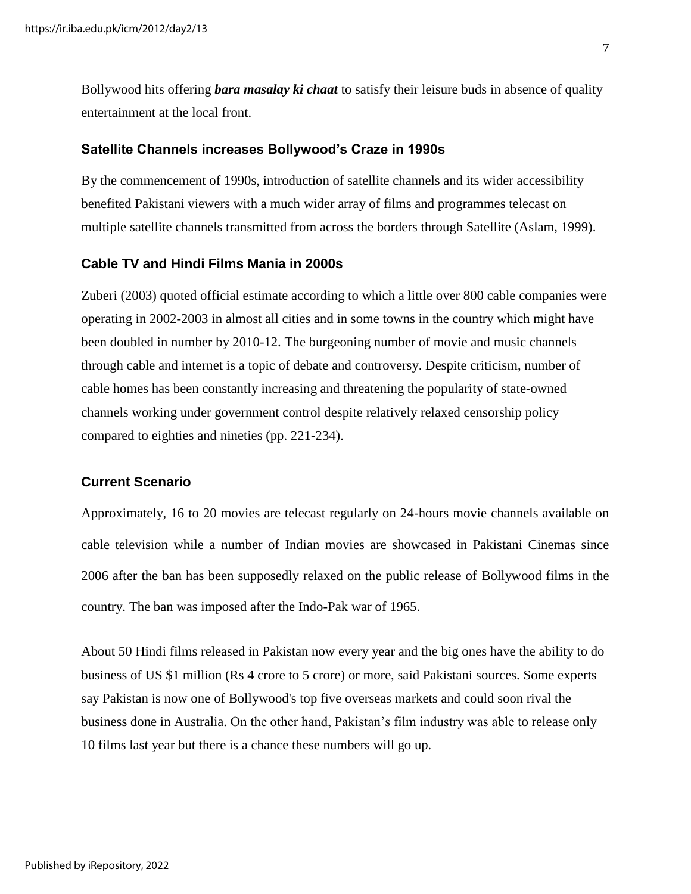Bollywood hits offering ***bara masalay ki chaat*** to satisfy their leisure buds in absence of quality entertainment at the local front.

### Satellite Channels increases Bollywood's Craze in 1990s

By the commencement of 1990s, introduction of satellite channels and its wider accessibility benefited Pakistani viewers with a much wider array of films and programmes telecast on multiple satellite channels transmitted from across the borders through Satellite (Aslam, 1999).

### Cable TV and Hindi Films Mania in 2000s

Zuberi (2003) quoted official estimate according to which a little over 800 cable companies were operating in 2002-2003 in almost all cities and in some towns in the country which might have been doubled in number by 2010-12. The burgeoning number of movie and music channels through cable and internet is a topic of debate and controversy. Despite criticism, number of cable homes has been constantly increasing and threatening the popularity of state-owned channels working under government control despite relatively relaxed censorship policy compared to eighties and nineties (pp. 221-234).

### Current Scenario

Approximately, 16 to 20 movies are telecast regularly on 24-hours movie channels available on cable television while a number of Indian movies are showcased in Pakistani Cinemas since 2006 after the ban has been supposedly relaxed on the public release of Bollywood films in the country. The ban was imposed after the Indo-Pak war of 1965.

About 50 Hindi films released in Pakistan now every year and the big ones have the ability to do business of US $1 million (Rs 4 crore to 5 crore) or more, said Pakistani sources. Some experts say Pakistan is now one of Bollywood's top five overseas markets and could soon rival the business done in Australia. On the other hand, Pakistan's film industry was able to release only 10 films last year but there is a chance these numbers will go up.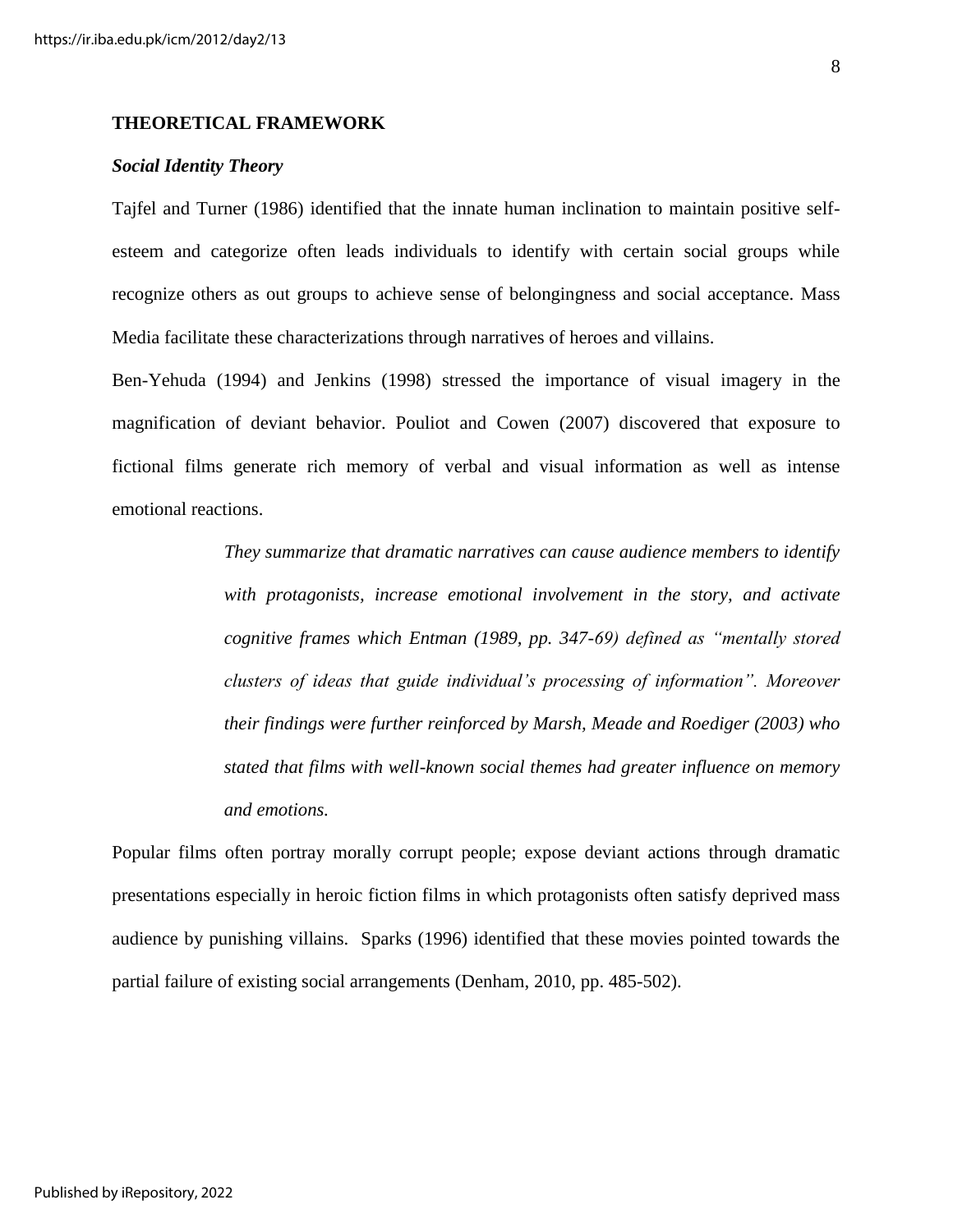## THEORETICAL FRAMEWORK

### *Social Identity Theory*

Tajfel and Turner (1986) identified that the innate human inclination to maintain positive self-esteem and categorize often leads individuals to identify with certain social groups while recognize others as out groups to achieve sense of belongingness and social acceptance. Mass Media facilitate these characterizations through narratives of heroes and villains.

Ben-Yehuda (1994) and Jenkins (1998) stressed the importance of visual imagery in the magnification of deviant behavior. Pouliot and Cowen (2007) discovered that exposure to fictional films generate rich memory of verbal and visual information as well as intense emotional reactions.

> *They summarize that dramatic narratives can cause audience members to identify with protagonists, increase emotional involvement in the story, and activate cognitive frames which Entman (1989, pp. 347-69) defined as "mentally stored clusters of ideas that guide individual's processing of information". Moreover their findings were further reinforced by Marsh, Meade and Roediger (2003) who stated that films with well-known social themes had greater influence on memory and emotions.*

Popular films often portray morally corrupt people; expose deviant actions through dramatic presentations especially in heroic fiction films in which protagonists often satisfy deprived mass audience by punishing villains. Sparks (1996) identified that these movies pointed towards the partial failure of existing social arrangements (Denham, 2010, pp. 485-502).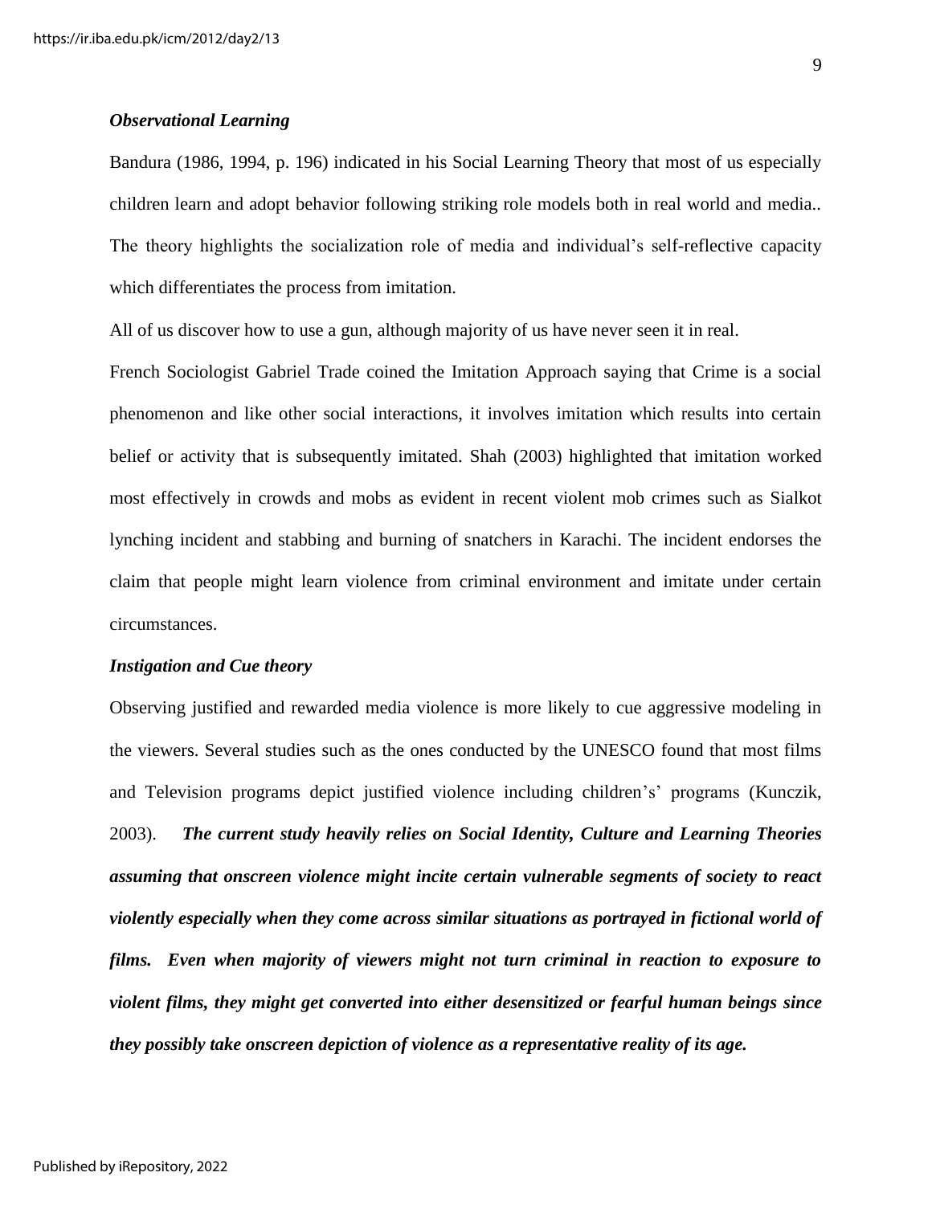### *Observational Learning*

Bandura (1986, 1994, p. 196) indicated in his Social Learning Theory that most of us especially children learn and adopt behavior following striking role models both in real world and media.. The theory highlights the socialization role of media and individual's self-reflective capacity which differentiates the process from imitation.

All of us discover how to use a gun, although majority of us have never seen it in real.

French Sociologist Gabriel Trade coined the Imitation Approach saying that Crime is a social phenomenon and like other social interactions, it involves imitation which results into certain belief or activity that is subsequently imitated. Shah (2003) highlighted that imitation worked most effectively in crowds and mobs as evident in recent violent mob crimes such as Sialkot lynching incident and stabbing and burning of snatchers in Karachi. The incident endorses the claim that people might learn violence from criminal environment and imitate under certain circumstances.

### *Instigation and Cue theory*

Observing justified and rewarded media violence is more likely to cue aggressive modeling in the viewers. Several studies such as the ones conducted by the UNESCO found that most films and Television programs depict justified violence including children's' programs (Kunczik, 2003). ***The current study heavily relies on Social Identity, Culture and Learning Theories assuming that onscreen violence might incite certain vulnerable segments of society to react violently especially when they come across similar situations as portrayed in fictional world of films. Even when majority of viewers might not turn criminal in reaction to exposure to violent films, they might get converted into either desensitized or fearful human beings since they possibly take onscreen depiction of violence as a representative reality of its age.***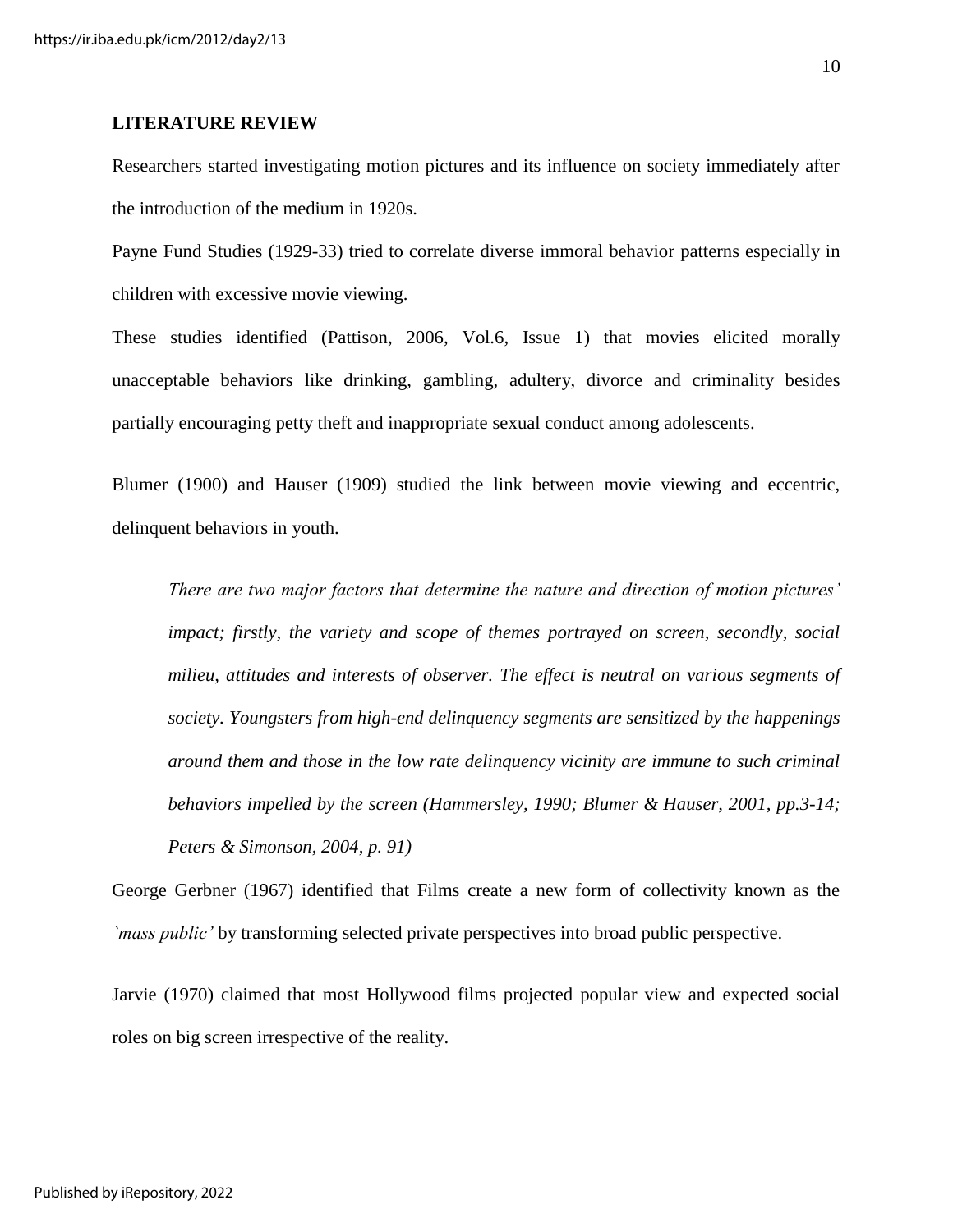## LITERATURE REVIEW

Researchers started investigating motion pictures and its influence on society immediately after the introduction of the medium in 1920s.

Payne Fund Studies (1929-33) tried to correlate diverse immoral behavior patterns especially in children with excessive movie viewing.

These studies identified (Pattison, 2006, Vol.6, Issue 1) that movies elicited morally unacceptable behaviors like drinking, gambling, adultery, divorce and criminality besides partially encouraging petty theft and inappropriate sexual conduct among adolescents.

Blumer (1900) and Hauser (1909) studied the link between movie viewing and eccentric, delinquent behaviors in youth.

> *There are two major factors that determine the nature and direction of motion pictures' impact; firstly, the variety and scope of themes portrayed on screen, secondly, social milieu, attitudes and interests of observer. The effect is neutral on various segments of society. Youngsters from high-end delinquency segments are sensitized by the happenings around them and those in the low rate delinquency vicinity are immune to such criminal behaviors impelled by the screen (Hammersley, 1990; Blumer & Hauser, 2001, pp.3-14; Peters & Simonson, 2004, p. 91)*

George Gerbner (1967) identified that Films create a new form of collectivity known as the *`mass public'* by transforming selected private perspectives into broad public perspective.

Jarvie (1970) claimed that most Hollywood films projected popular view and expected social roles on big screen irrespective of the reality.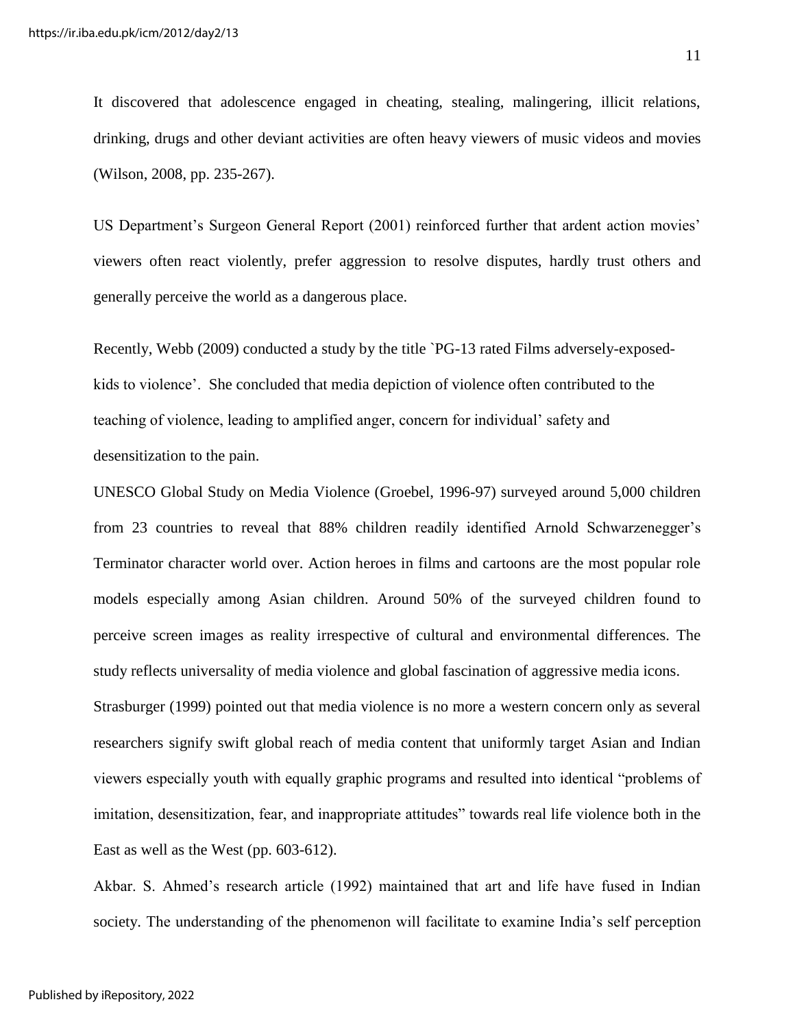It discovered that adolescence engaged in cheating, stealing, malingering, illicit relations, drinking, drugs and other deviant activities are often heavy viewers of music videos and movies (Wilson, 2008, pp. 235-267).

US Department's Surgeon General Report (2001) reinforced further that ardent action movies' viewers often react violently, prefer aggression to resolve disputes, hardly trust others and generally perceive the world as a dangerous place.

Recently, Webb (2009) conducted a study by the title `PG-13 rated Films adversely-exposed-kids to violence'. She concluded that media depiction of violence often contributed to the teaching of violence, leading to amplified anger, concern for individual' safety and desensitization to the pain.

UNESCO Global Study on Media Violence (Groebel, 1996-97) surveyed around 5,000 children from 23 countries to reveal that 88% children readily identified Arnold Schwarzenegger's Terminator character world over. Action heroes in films and cartoons are the most popular role models especially among Asian children. Around 50% of the surveyed children found to perceive screen images as reality irrespective of cultural and environmental differences. The study reflects universality of media violence and global fascination of aggressive media icons.

Strasburger (1999) pointed out that media violence is no more a western concern only as several researchers signify swift global reach of media content that uniformly target Asian and Indian viewers especially youth with equally graphic programs and resulted into identical "problems of imitation, desensitization, fear, and inappropriate attitudes" towards real life violence both in the East as well as the West (pp. 603-612).

Akbar. S. Ahmed's research article (1992) maintained that art and life have fused in Indian society. The understanding of the phenomenon will facilitate to examine India's self perception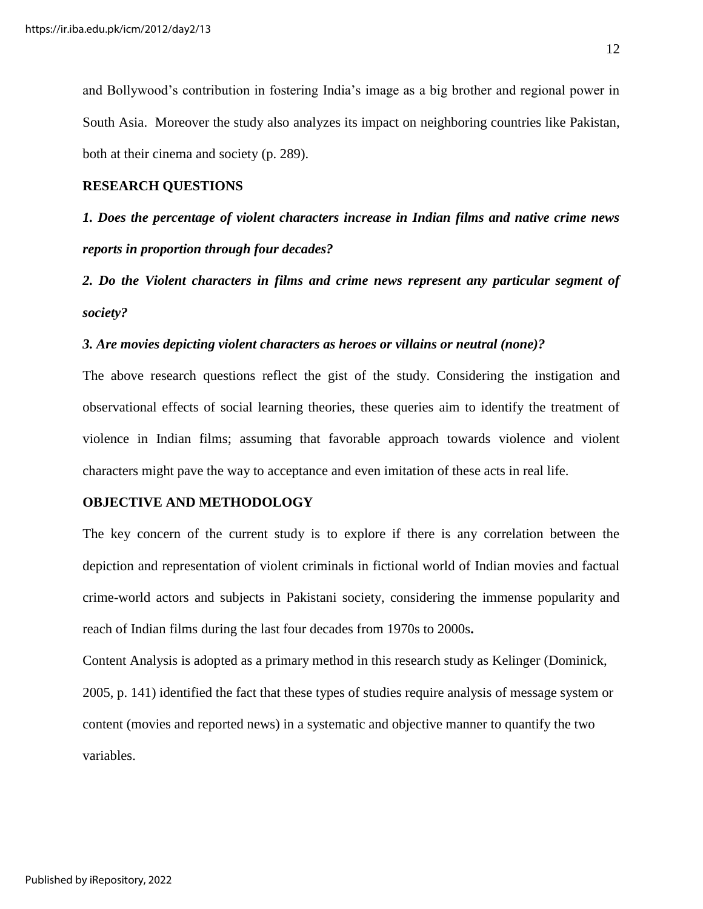and Bollywood's contribution in fostering India's image as a big brother and regional power in South Asia. Moreover the study also analyzes its impact on neighboring countries like Pakistan, both at their cinema and society (p. 289).

## RESEARCH QUESTIONS

***1. Does the percentage of violent characters increase in Indian films and native crime news reports in proportion through four decades?***

***2. Do the Violent characters in films and crime news represent any particular segment of society?***

***3. Are movies depicting violent characters as heroes or villains or neutral (none)?***

The above research questions reflect the gist of the study. Considering the instigation and observational effects of social learning theories, these queries aim to identify the treatment of violence in Indian films; assuming that favorable approach towards violence and violent characters might pave the way to acceptance and even imitation of these acts in real life.

## OBJECTIVE AND METHODOLOGY

The key concern of the current study is to explore if there is any correlation between the depiction and representation of violent criminals in fictional world of Indian movies and factual crime-world actors and subjects in Pakistani society, considering the immense popularity and reach of Indian films during the last four decades from 1970s to 2000s**.**

Content Analysis is adopted as a primary method in this research study as Kelinger (Dominick, 2005, p. 141) identified the fact that these types of studies require analysis of message system or content (movies and reported news) in a systematic and objective manner to quantify the two variables.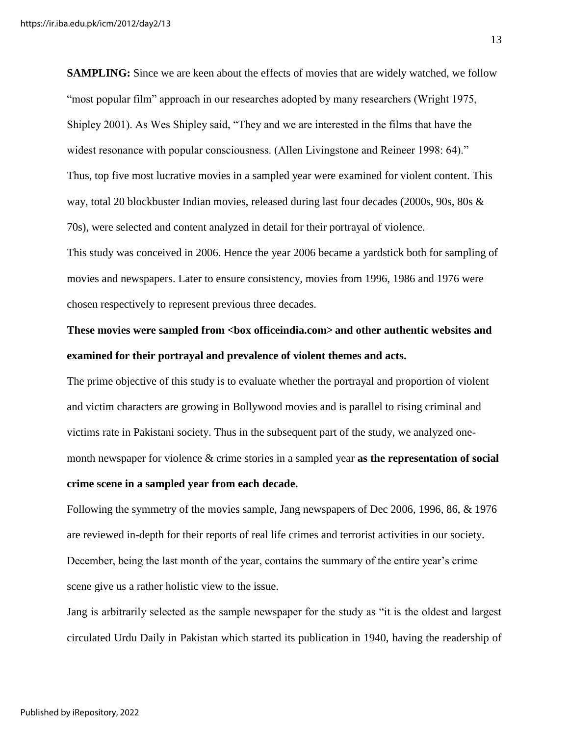**SAMPLING:** Since we are keen about the effects of movies that are widely watched, we follow "most popular film" approach in our researches adopted by many researchers (Wright 1975, Shipley 2001). As Wes Shipley said, "They and we are interested in the films that have the widest resonance with popular consciousness. (Allen Livingstone and Reineer 1998: 64)."
Thus, top five most lucrative movies in a sampled year were examined for violent content. This way, total 20 blockbuster Indian movies, released during last four decades (2000s, 90s, 80s & 70s), were selected and content analyzed in detail for their portrayal of violence.
This study was conceived in 2006. Hence the year 2006 became a yardstick both for sampling of movies and newspapers. Later to ensure consistency, movies from 1996, 1986 and 1976 were chosen respectively to represent previous three decades.

**These movies were sampled from <box officeindia.com> and other authentic websites and examined for their portrayal and prevalence of violent themes and acts.**

The prime objective of this study is to evaluate whether the portrayal and proportion of violent and victim characters are growing in Bollywood movies and is parallel to rising criminal and victims rate in Pakistani society. Thus in the subsequent part of the study, we analyzed one-month newspaper for violence & crime stories in a sampled year **as the representation of social crime scene in a sampled year from each decade.**

Following the symmetry of the movies sample, Jang newspapers of Dec 2006, 1996, 86, & 1976 are reviewed in-depth for their reports of real life crimes and terrorist activities in our society. December, being the last month of the year, contains the summary of the entire year's crime scene give us a rather holistic view to the issue.

Jang is arbitrarily selected as the sample newspaper for the study as "it is the oldest and largest circulated Urdu Daily in Pakistan which started its publication in 1940, having the readership of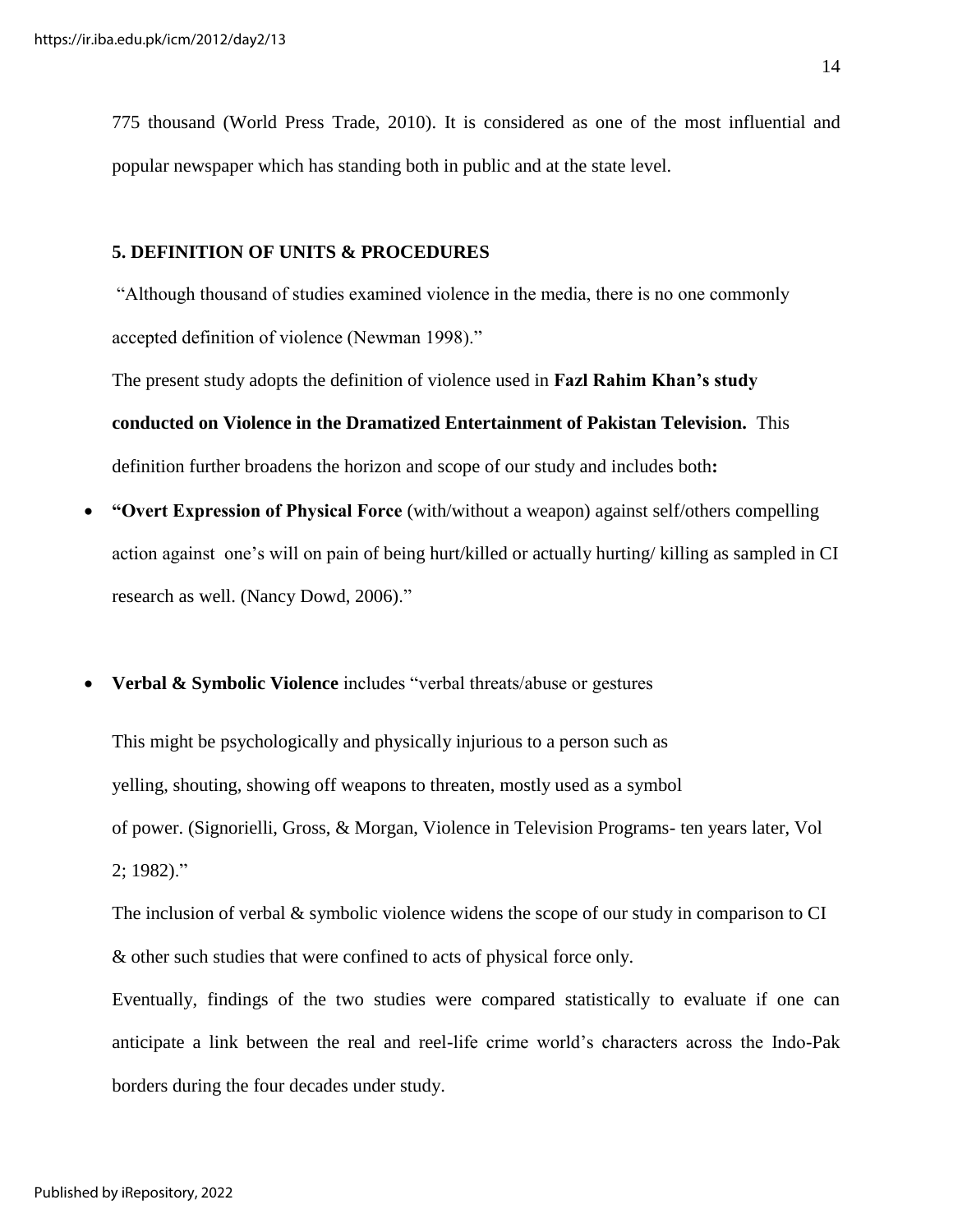775 thousand (World Press Trade, 2010). It is considered as one of the most influential and popular newspaper which has standing both in public and at the state level.

## 5. DEFINITION OF UNITS & PROCEDURES

"Although thousand of studies examined violence in the media, there is no one commonly accepted definition of violence (Newman 1998)."

The present study adopts the definition of violence used in **Fazl Rahim Khan's study conducted on Violence in the Dramatized Entertainment of Pakistan Television.** This definition further broadens the horizon and scope of our study and includes both**:**

- **"Overt Expression of Physical Force** (with/without a weapon) against self/others compelling action against one's will on pain of being hurt/killed or actually hurting/ killing as sampled in CI research as well. (Nancy Dowd, 2006)."

- **Verbal & Symbolic Violence** includes "verbal threats/abuse or gestures

  This might be psychologically and physically injurious to a person such as yelling, shouting, showing off weapons to threaten, mostly used as a symbol of power. (Signorielli, Gross, & Morgan, Violence in Television Programs- ten years later, Vol 2; 1982)."

  The inclusion of verbal & symbolic violence widens the scope of our study in comparison to CI & other such studies that were confined to acts of physical force only.

  Eventually, findings of the two studies were compared statistically to evaluate if one can anticipate a link between the real and reel-life crime world's characters across the Indo-Pak borders during the four decades under study.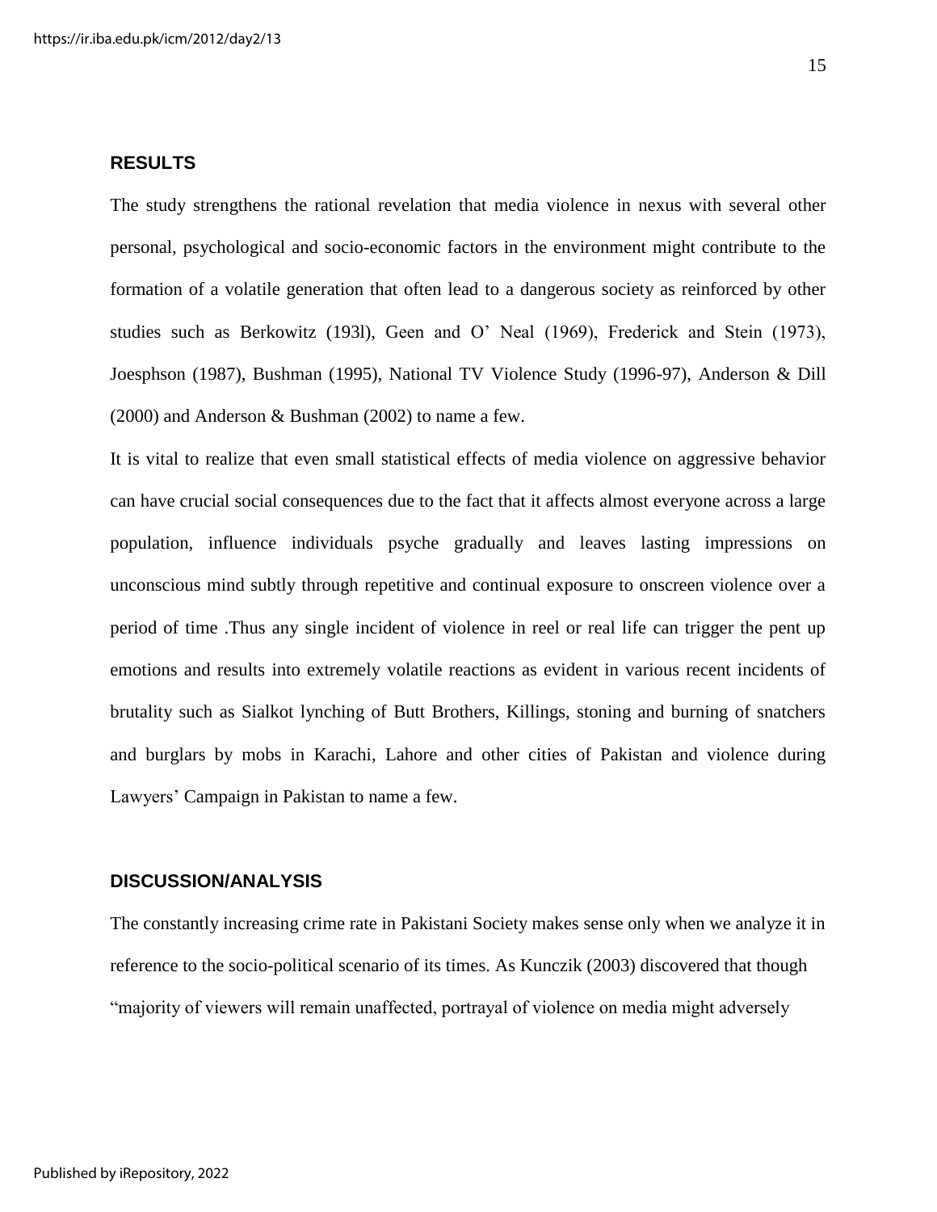## RESULTS

The study strengthens the rational revelation that media violence in nexus with several other personal, psychological and socio-economic factors in the environment might contribute to the formation of a volatile generation that often lead to a dangerous society as reinforced by other studies such as Berkowitz (193l), Geen and O' Neal (1969), Frederick and Stein (1973), Joesphson (1987), Bushman (1995), National TV Violence Study (1996-97), Anderson & Dill (2000) and Anderson & Bushman (2002) to name a few.

It is vital to realize that even small statistical effects of media violence on aggressive behavior can have crucial social consequences due to the fact that it affects almost everyone across a large population, influence individuals psyche gradually and leaves lasting impressions on unconscious mind subtly through repetitive and continual exposure to onscreen violence over a period of time .Thus any single incident of violence in reel or real life can trigger the pent up emotions and results into extremely volatile reactions as evident in various recent incidents of brutality such as Sialkot lynching of Butt Brothers, Killings, stoning and burning of snatchers and burglars by mobs in Karachi, Lahore and other cities of Pakistan and violence during Lawyers' Campaign in Pakistan to name a few.

## DISCUSSION/ANALYSIS

The constantly increasing crime rate in Pakistani Society makes sense only when we analyze it in reference to the socio-political scenario of its times. As Kunczik (2003) discovered that though "majority of viewers will remain unaffected, portrayal of violence on media might adversely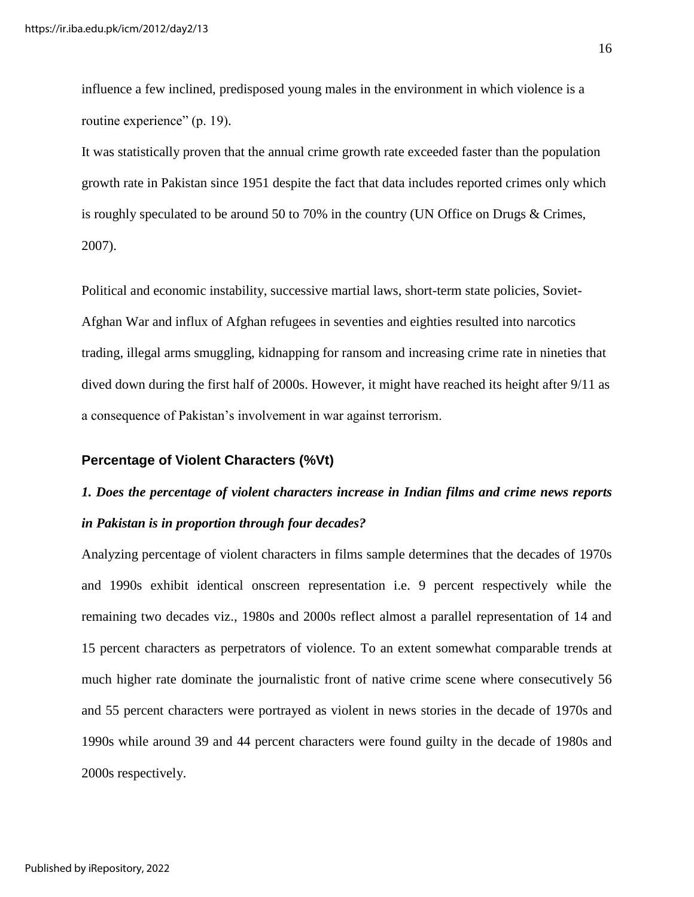influence a few inclined, predisposed young males in the environment in which violence is a routine experience" (p. 19).

It was statistically proven that the annual crime growth rate exceeded faster than the population growth rate in Pakistan since 1951 despite the fact that data includes reported crimes only which is roughly speculated to be around 50 to 70% in the country (UN Office on Drugs & Crimes, 2007).

Political and economic instability, successive martial laws, short-term state policies, Soviet-Afghan War and influx of Afghan refugees in seventies and eighties resulted into narcotics trading, illegal arms smuggling, kidnapping for ransom and increasing crime rate in nineties that dived down during the first half of 2000s. However, it might have reached its height after 9/11 as a consequence of Pakistan's involvement in war against terrorism.

### Percentage of Violent Characters (%Vt)

***1. Does the percentage of violent characters increase in Indian films and crime news reports in Pakistan is in proportion through four decades?***

Analyzing percentage of violent characters in films sample determines that the decades of 1970s and 1990s exhibit identical onscreen representation i.e. 9 percent respectively while the remaining two decades viz., 1980s and 2000s reflect almost a parallel representation of 14 and 15 percent characters as perpetrators of violence. To an extent somewhat comparable trends at much higher rate dominate the journalistic front of native crime scene where consecutively 56 and 55 percent characters were portrayed as violent in news stories in the decade of 1970s and 1990s while around 39 and 44 percent characters were found guilty in the decade of 1980s and 2000s respectively.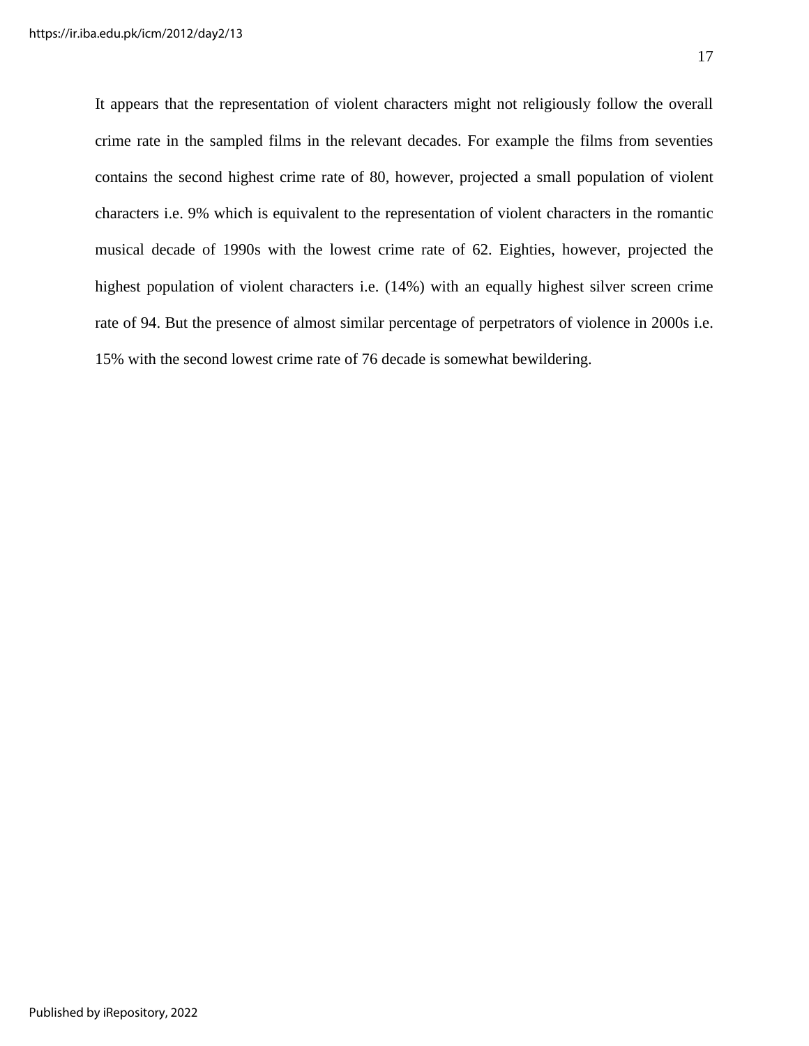It appears that the representation of violent characters might not religiously follow the overall crime rate in the sampled films in the relevant decades. For example the films from seventies contains the second highest crime rate of 80, however, projected a small population of violent characters i.e. 9% which is equivalent to the representation of violent characters in the romantic musical decade of 1990s with the lowest crime rate of 62. Eighties, however, projected the highest population of violent characters i.e. (14%) with an equally highest silver screen crime rate of 94. But the presence of almost similar percentage of perpetrators of violence in 2000s i.e. 15% with the second lowest crime rate of 76 decade is somewhat bewildering.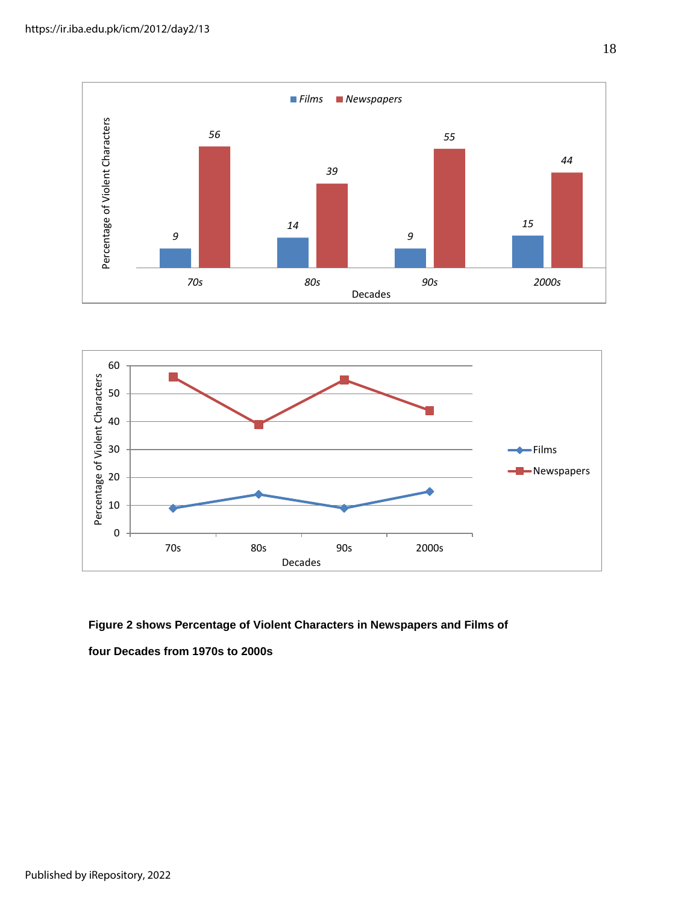**Figure 2 shows Percentage of Violent Characters in Newspapers and Films of four Decades from 1970s to 2000s**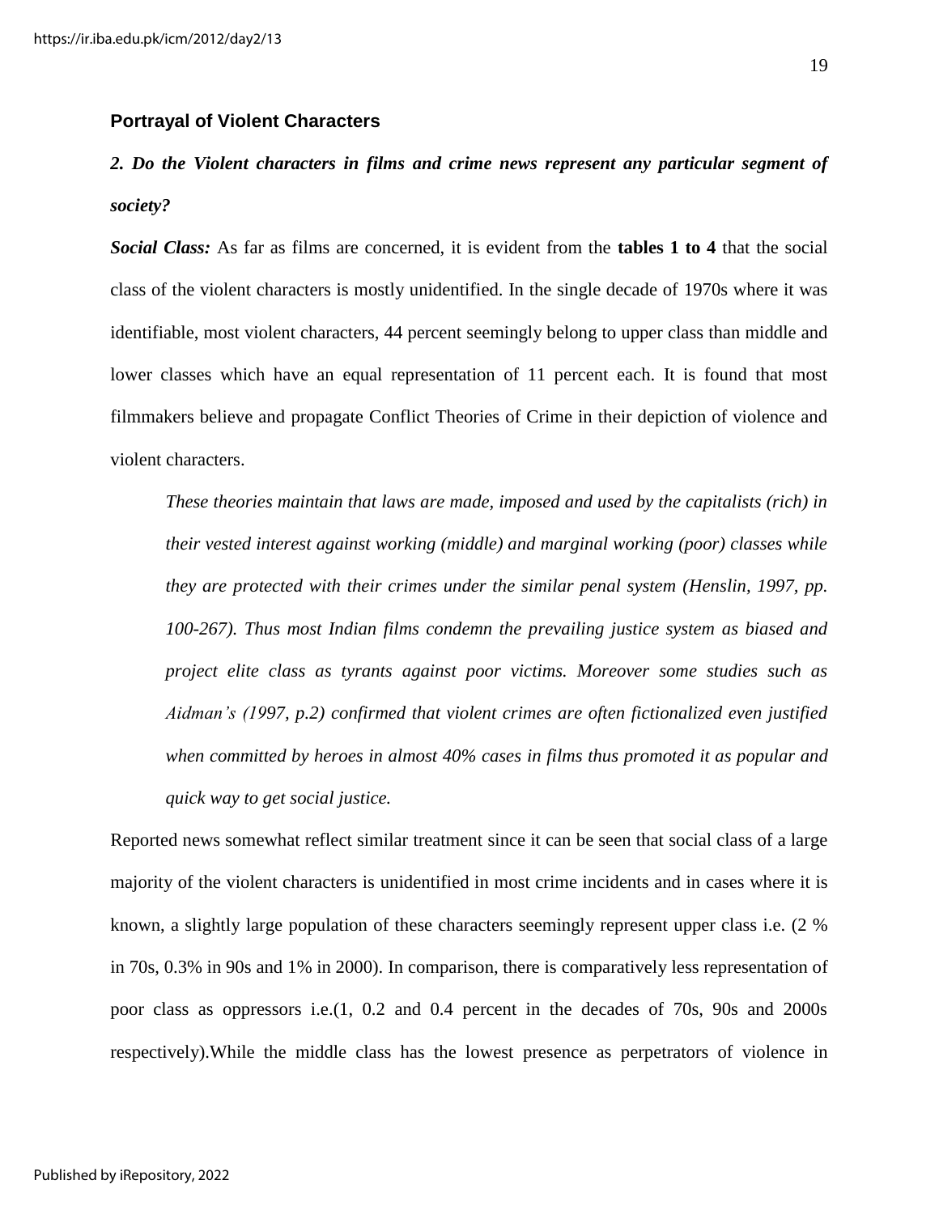### Portrayal of Violent Characters

***2. Do the Violent characters in films and crime news represent any particular segment of society?***

***Social Class:*** As far as films are concerned, it is evident from the **tables 1 to 4** that the social class of the violent characters is mostly unidentified. In the single decade of 1970s where it was identifiable, most violent characters, 44 percent seemingly belong to upper class than middle and lower classes which have an equal representation of 11 percent each. It is found that most filmmakers believe and propagate Conflict Theories of Crime in their depiction of violence and violent characters.

> *These theories maintain that laws are made, imposed and used by the capitalists (rich) in their vested interest against working (middle) and marginal working (poor) classes while they are protected with their crimes under the similar penal system (Henslin, 1997, pp. 100-267). Thus most Indian films condemn the prevailing justice system as biased and project elite class as tyrants against poor victims. Moreover some studies such as Aidman's (1997, p.2) confirmed that violent crimes are often fictionalized even justified when committed by heroes in almost 40% cases in films thus promoted it as popular and quick way to get social justice.*

Reported news somewhat reflect similar treatment since it can be seen that social class of a large majority of the violent characters is unidentified in most crime incidents and in cases where it is known, a slightly large population of these characters seemingly represent upper class i.e. (2 % in 70s, 0.3% in 90s and 1% in 2000). In comparison, there is comparatively less representation of poor class as oppressors i.e.(1, 0.2 and 0.4 percent in the decades of 70s, 90s and 2000s respectively).While the middle class has the lowest presence as perpetrators of violence in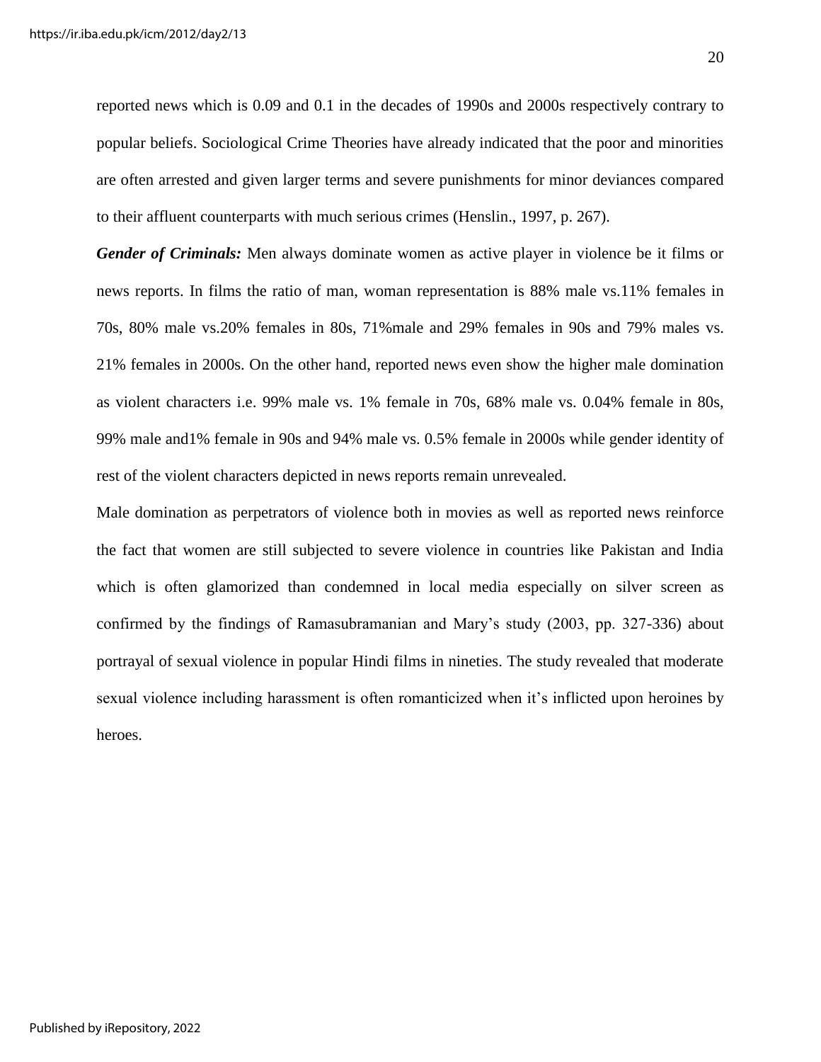reported news which is 0.09 and 0.1 in the decades of 1990s and 2000s respectively contrary to popular beliefs. Sociological Crime Theories have already indicated that the poor and minorities are often arrested and given larger terms and severe punishments for minor deviances compared to their affluent counterparts with much serious crimes (Henslin., 1997, p. 267).

***Gender of Criminals:*** Men always dominate women as active player in violence be it films or news reports. In films the ratio of man, woman representation is 88% male vs.11% females in 70s, 80% male vs.20% females in 80s, 71%male and 29% females in 90s and 79% males vs. 21% females in 2000s. On the other hand, reported news even show the higher male domination as violent characters i.e. 99% male vs. 1% female in 70s, 68% male vs. 0.04% female in 80s, 99% male and1% female in 90s and 94% male vs. 0.5% female in 2000s while gender identity of rest of the violent characters depicted in news reports remain unrevealed.

Male domination as perpetrators of violence both in movies as well as reported news reinforce the fact that women are still subjected to severe violence in countries like Pakistan and India which is often glamorized than condemned in local media especially on silver screen as confirmed by the findings of Ramasubramanian and Mary's study (2003, pp. 327-336) about portrayal of sexual violence in popular Hindi films in nineties. The study revealed that moderate sexual violence including harassment is often romanticized when it's inflicted upon heroines by heroes.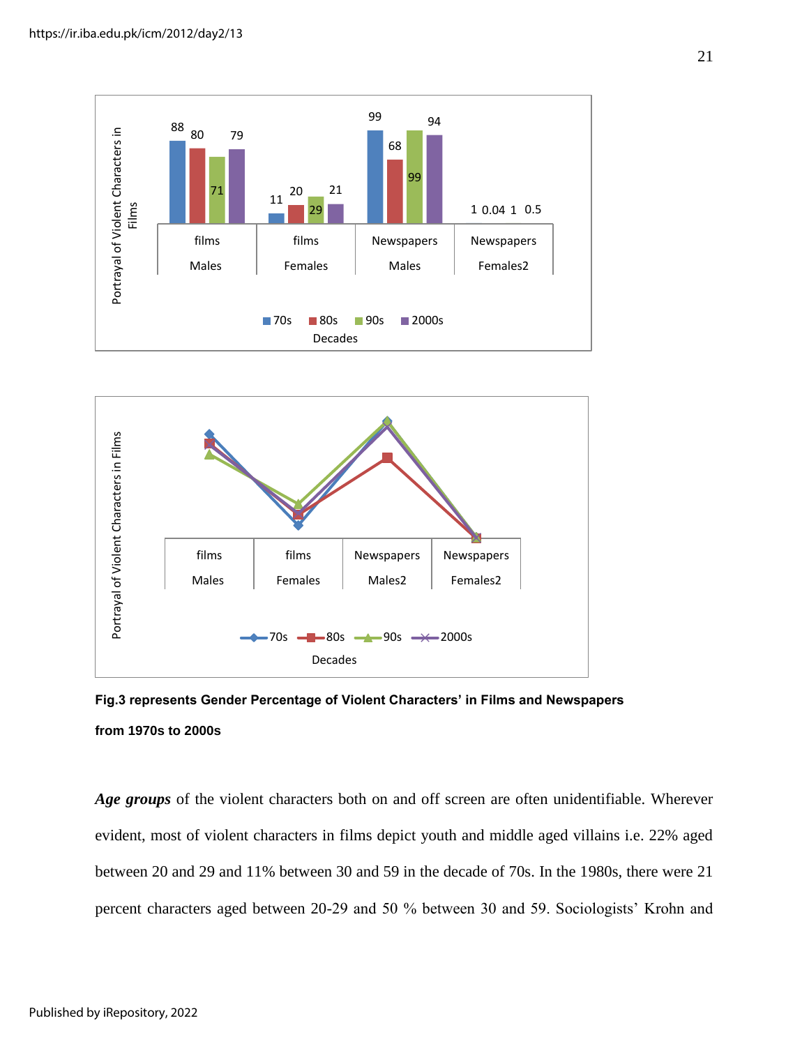**Fig.3 represents Gender Percentage of Violent Characters' in Films and Newspapers from 1970s to 2000s**

***Age groups*** of the violent characters both on and off screen are often unidentifiable. Wherever evident, most of violent characters in films depict youth and middle aged villains i.e. 22% aged between 20 and 29 and 11% between 30 and 59 in the decade of 70s. In the 1980s, there were 21 percent characters aged between 20-29 and 50 % between 30 and 59. Sociologists' Krohn and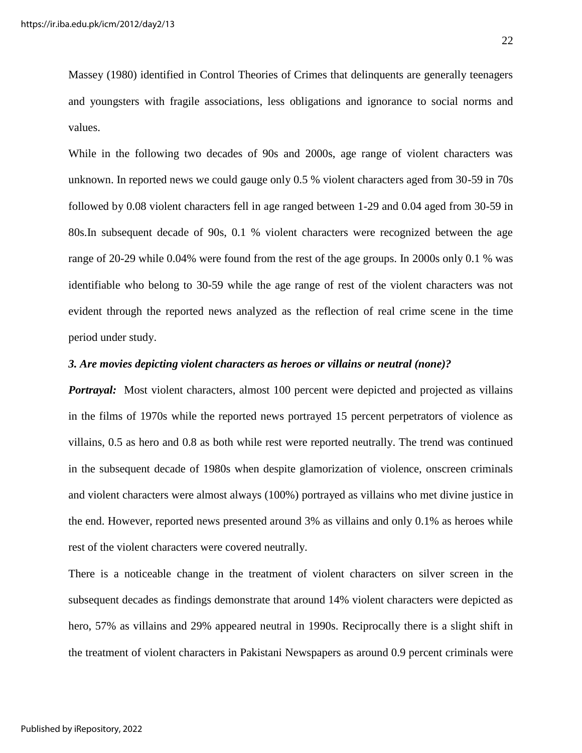Massey (1980) identified in Control Theories of Crimes that delinquents are generally teenagers and youngsters with fragile associations, less obligations and ignorance to social norms and values.

While in the following two decades of 90s and 2000s, age range of violent characters was unknown. In reported news we could gauge only 0.5 % violent characters aged from 30-59 in 70s followed by 0.08 violent characters fell in age ranged between 1-29 and 0.04 aged from 30-59 in 80s.In subsequent decade of 90s, 0.1 % violent characters were recognized between the age range of 20-29 while 0.04% were found from the rest of the age groups. In 2000s only 0.1 % was identifiable who belong to 30-59 while the age range of rest of the violent characters was not evident through the reported news analyzed as the reflection of real crime scene in the time period under study.

***3. Are movies depicting violent characters as heroes or villains or neutral (none)?***

***Portrayal:*** Most violent characters, almost 100 percent were depicted and projected as villains in the films of 1970s while the reported news portrayed 15 percent perpetrators of violence as villains, 0.5 as hero and 0.8 as both while rest were reported neutrally. The trend was continued in the subsequent decade of 1980s when despite glamorization of violence, onscreen criminals and violent characters were almost always (100%) portrayed as villains who met divine justice in the end. However, reported news presented around 3% as villains and only 0.1% as heroes while rest of the violent characters were covered neutrally.

There is a noticeable change in the treatment of violent characters on silver screen in the subsequent decades as findings demonstrate that around 14% violent characters were depicted as hero, 57% as villains and 29% appeared neutral in 1990s. Reciprocally there is a slight shift in the treatment of violent characters in Pakistani Newspapers as around 0.9 percent criminals were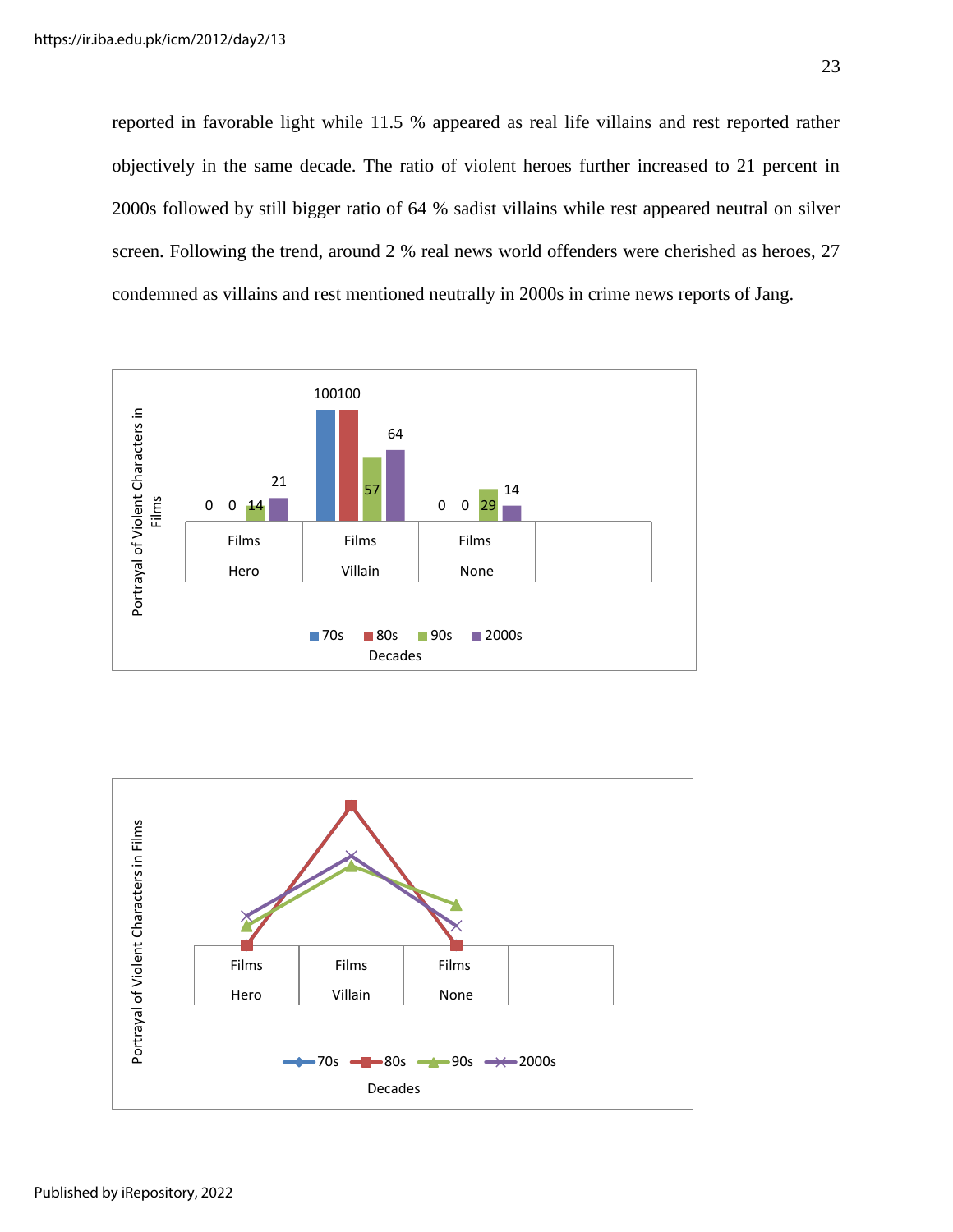reported in favorable light while 11.5 % appeared as real life villains and rest reported rather objectively in the same decade. The ratio of violent heroes further increased to 21 percent in 2000s followed by still bigger ratio of 64 % sadist villains while rest appeared neutral on silver screen. Following the trend, around 2 % real news world offenders were cherished as heroes, 27 condemned as villains and rest mentioned neutrally in 2000s in crime news reports of Jang.

| Portrayal of Violent Characters in Films | 70s | 80s | 90s | 2000s |
|---|---|---|---|---|
| Films Hero | 0 | 0 | 14 | 21 |
| Films Villain | 100 | 100 | 57 | 64 |
| Films None | 0 | 0 | 29 | 14 |

Decades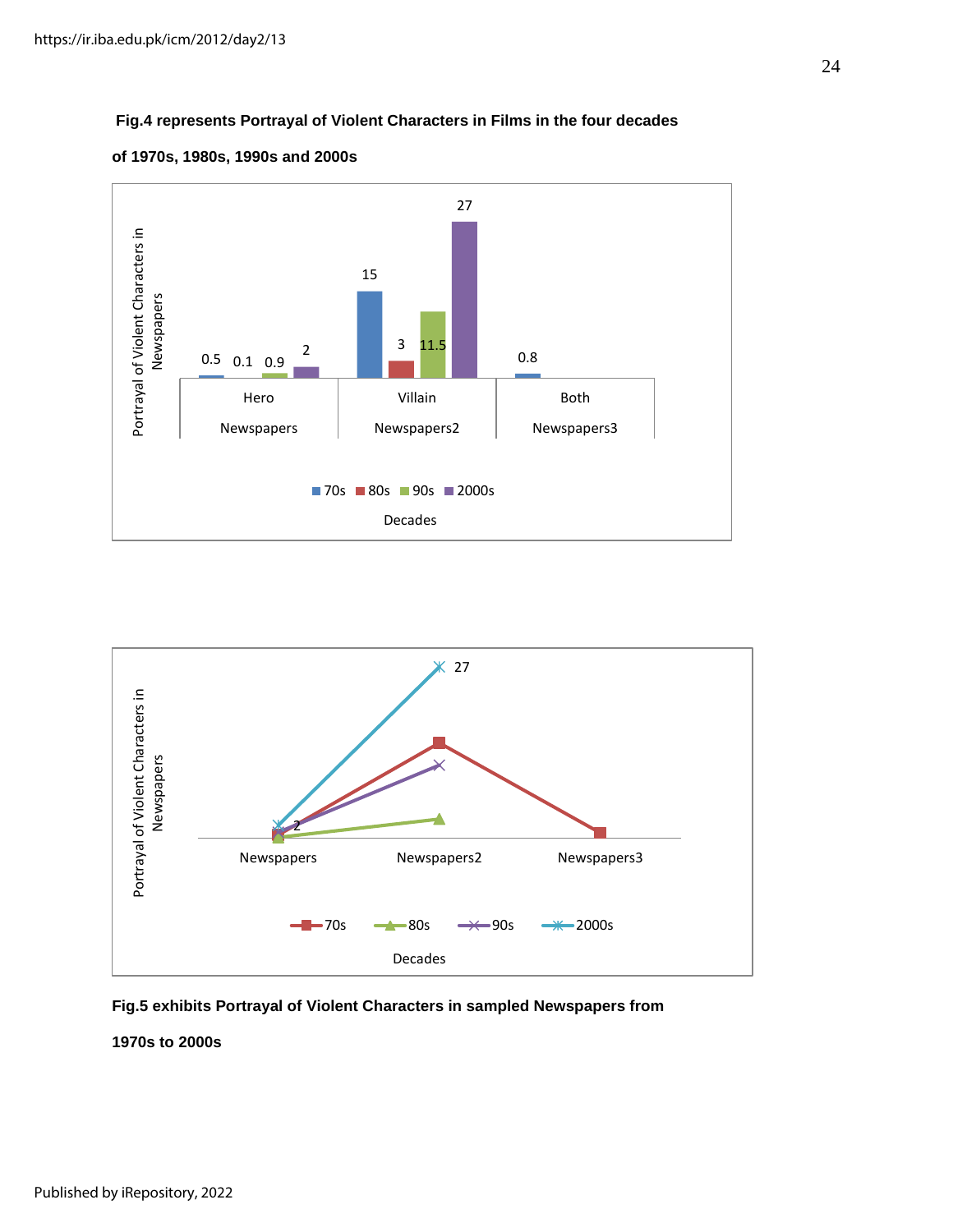**Fig.4 represents Portrayal of Violent Characters in Films in the four decades of 1970s, 1980s, 1990s and 2000s**

**Fig.5 exhibits Portrayal of Violent Characters in sampled Newspapers from 1970s to 2000s**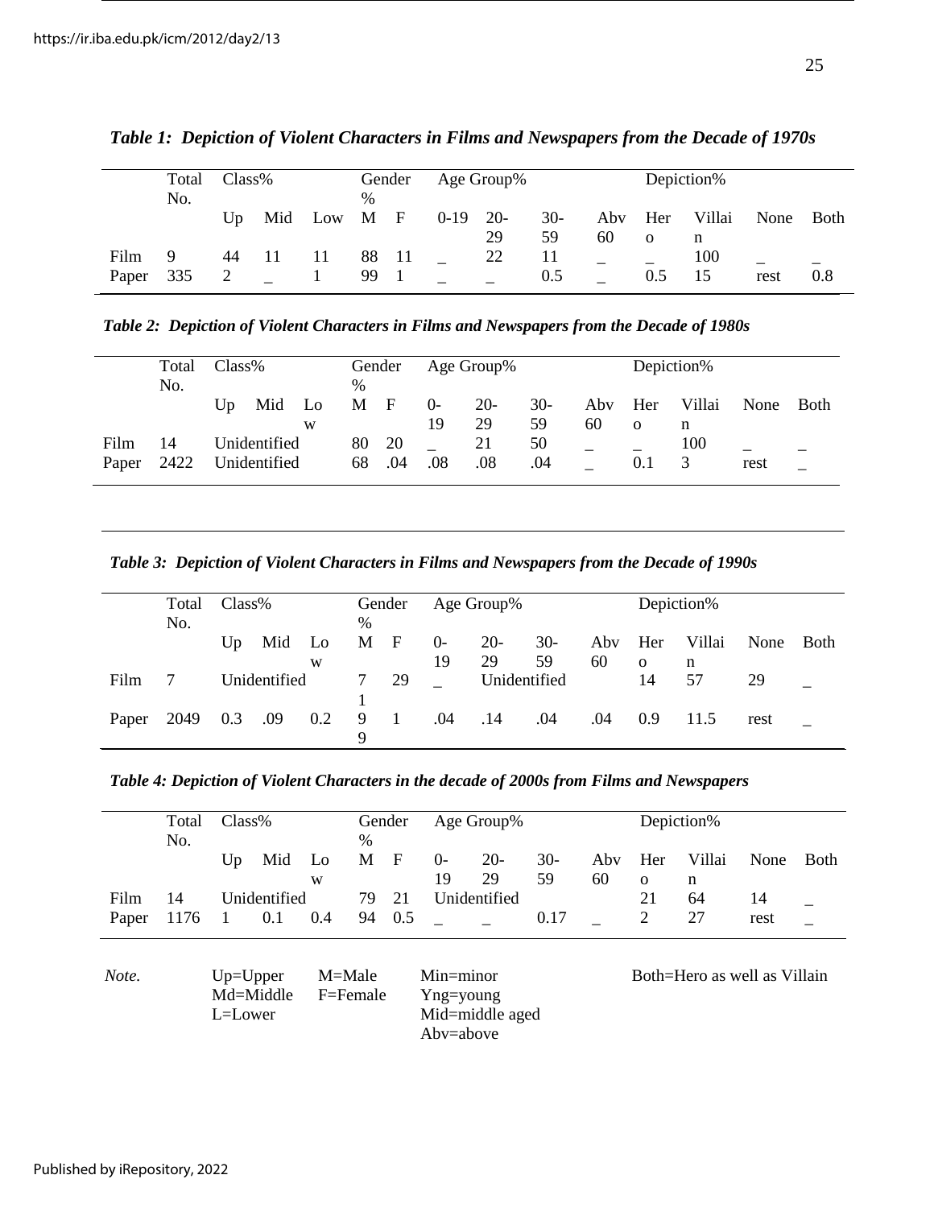***Table 1: Depiction of Violent Characters in Films and Newspapers from the Decade of 1970s***

| | Total No. | Class% | | | Gender % | | Age Group% | | | | Depiction% | | | |
|---|---|---|---|---|---|---|---|---|---|---|---|---|---|---|
| | | Up | Mid | Low | M | F | 0-19 | 20-29 | 30-59 | Abv 60 | Hero | Villain | None | Both |
| Film | 9 | 44 | 11 | 11 | 88 | 11 | _ | 22 | 11 | _ | _ | 100 | _ | _ |
| Paper | 335 | 2 | _ | 1 | 99 | 1 | _ | _ | 0.5 | _ | 0.5 | 15 | rest | 0.8 |

***Table 2: Depiction of Violent Characters in Films and Newspapers from the Decade of 1980s***

| | Total No. | Class% | | | Gender % | | Age Group% | | | | Depiction% | | | |
|---|---|---|---|---|---|---|---|---|---|---|---|---|---|---|
| | | Up | Mid | Low | M | F | 0-19 | 20-29 | 30-59 | Abv 60 | Hero | Villain | None | Both |
| Film | 14 | Unidentified | | | 80 | 20 | _ | 21 | 50 | _ | _ | 100 | _ | _ |
| Paper | 2422 | Unidentified | | | 68 | .04 | .08 | .08 | .04 | _ | 0.1 | 3 | rest | _ |

***Table 3: Depiction of Violent Characters in Films and Newspapers from the Decade of 1990s***

| | Total No. | Class% | | | Gender % | | Age Group% | | | | Depiction% | | | |
|---|---|---|---|---|---|---|---|---|---|---|---|---|---|---|
| | | Up | Mid | Low | M | F | 0-19 | 20-29 | 30-59 | Abv 60 | Hero | Villain | None | Both |
| Film | 7 | Unidentified | | | 71 | 29 | _ | Unidentified | | | 14 | 57 | 29 | _ |
| Paper | 2049 | 0.3 | .09 | 0.2 | 99 | 1 | .04 | .14 | .04 | .04 | 0.9 | 11.5 | rest | _ |

***Table 4: Depiction of Violent Characters in the decade of 2000s from Films and Newspapers***

| | Total No. | Class% | | | Gender % | | Age Group% | | | | Depiction% | | | |
|---|---|---|---|---|---|---|---|---|---|---|---|---|---|---|
| | | Up | Mid | Low | M | F | 0-19 | 20-29 | 30-59 | Abv 60 | Hero | Villain | None | Both |
| Film | 14 | Unidentified | | | 79 | 21 | Unidentified | | | | 21 | 64 | 14 | _ |
| Paper | 1176 | 1 | 0.1 | 0.4 | 94 | 0.5 | _ | _ | 0.17 | _ | 2 | 27 | rest | _ |

*Note.* Up=Upper, Md=Middle, L=Lower; M=Male, F=Female; Min=minor, Yng=young, Mid=middle aged, Abv=above; Both=Hero as well as Villain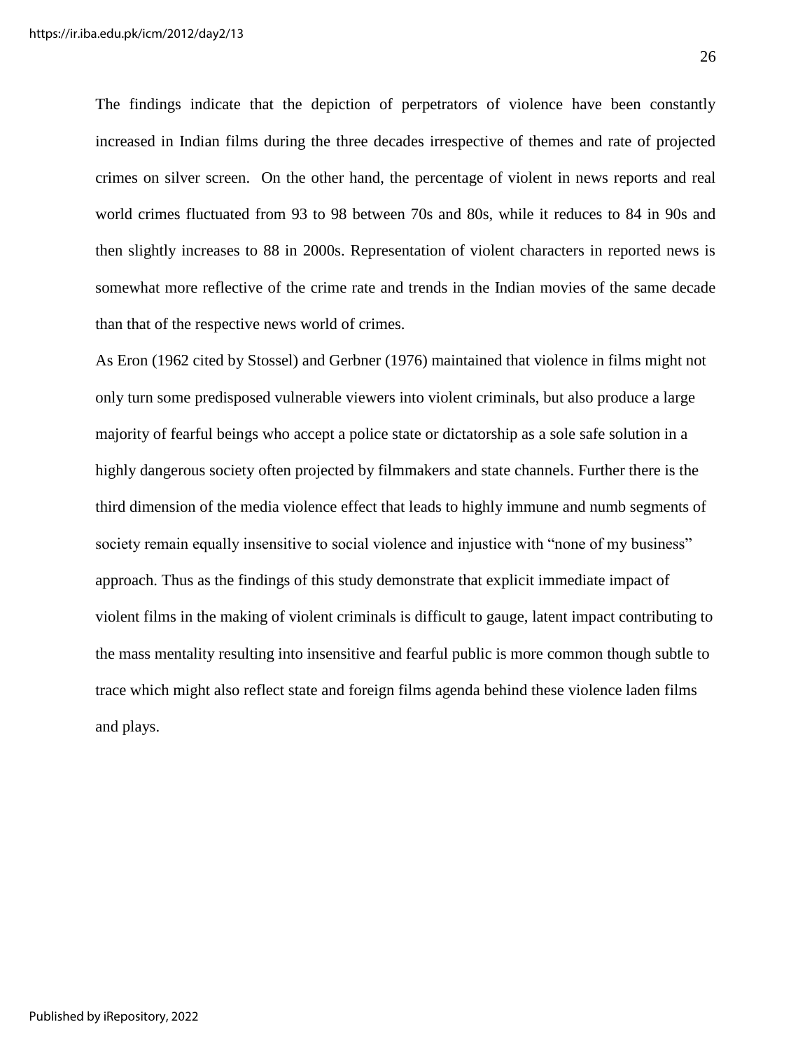The findings indicate that the depiction of perpetrators of violence have been constantly increased in Indian films during the three decades irrespective of themes and rate of projected crimes on silver screen.  On the other hand, the percentage of violent in news reports and real world crimes fluctuated from 93 to 98 between 70s and 80s, while it reduces to 84 in 90s and then slightly increases to 88 in 2000s. Representation of violent characters in reported news is somewhat more reflective of the crime rate and trends in the Indian movies of the same decade than that of the respective news world of crimes.

As Eron (1962 cited by Stossel) and Gerbner (1976) maintained that violence in films might not only turn some predisposed vulnerable viewers into violent criminals, but also produce a large majority of fearful beings who accept a police state or dictatorship as a sole safe solution in a highly dangerous society often projected by filmmakers and state channels. Further there is the third dimension of the media violence effect that leads to highly immune and numb segments of society remain equally insensitive to social violence and injustice with "none of my business" approach. Thus as the findings of this study demonstrate that explicit immediate impact of violent films in the making of violent criminals is difficult to gauge, latent impact contributing to the mass mentality resulting into insensitive and fearful public is more common though subtle to trace which might also reflect state and foreign films agenda behind these violence laden films and plays.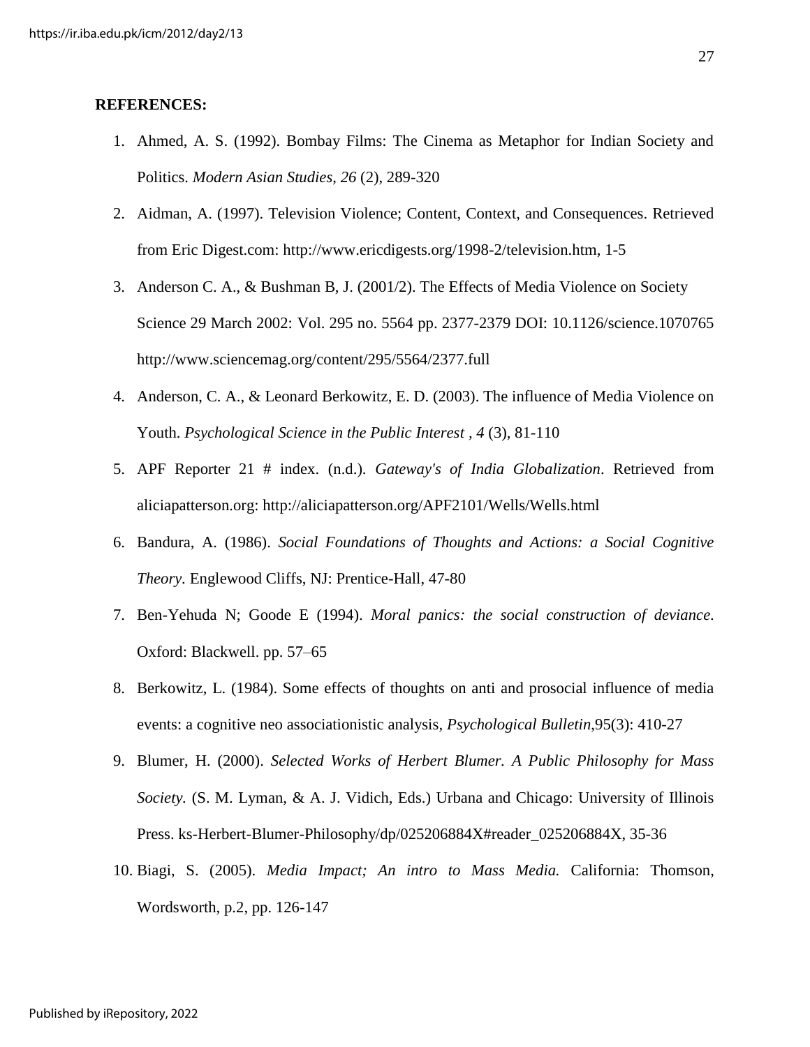**REFERENCES:**

1. Ahmed, A. S. (1992). Bombay Films: The Cinema as Metaphor for Indian Society and Politics. *Modern Asian Studies*, *26* (2), 289-320
2. Aidman, A. (1997). Television Violence; Content, Context, and Consequences. Retrieved from Eric Digest.com: http://www.ericdigests.org/1998-2/television.htm, 1-5
3. Anderson C. A., & Bushman B, J. (2001/2). The Effects of Media Violence on Society Science 29 March 2002: Vol. 295 no. 5564 pp. 2377-2379 DOI: 10.1126/science.1070765 http://www.sciencemag.org/content/295/5564/2377.full
4. Anderson, C. A., & Leonard Berkowitz, E. D. (2003). The influence of Media Violence on Youth. *Psychological Science in the Public Interest* , *4* (3), 81-110
5. APF Reporter 21 # index. (n.d.). *Gateway's of India Globalization*. Retrieved from aliciapatterson.org: http://aliciapatterson.org/APF2101/Wells/Wells.html
6. Bandura, A. (1986). *Social Foundations of Thoughts and Actions: a Social Cognitive Theory*. Englewood Cliffs, NJ: Prentice-Hall, 47-80
7. Ben-Yehuda N; Goode E (1994). *Moral panics: the social construction of deviance*. Oxford: Blackwell. pp. 57–65
8. Berkowitz, L. (1984). Some effects of thoughts on anti and prosocial influence of media events: a cognitive neo associationistic analysis, *Psychological Bulletin*,95(3): 410-27
9. Blumer, H. (2000). *Selected Works of Herbert Blumer. A Public Philosophy for Mass Society*. (S. M. Lyman, & A. J. Vidich, Eds.) Urbana and Chicago: University of Illinois Press. ks-Herbert-Blumer-Philosophy/dp/025206884X#reader_025206884X, 35-36
10. Biagi, S. (2005). *Media Impact; An intro to Mass Media.* California: Thomson, Wordsworth, p.2, pp. 126-147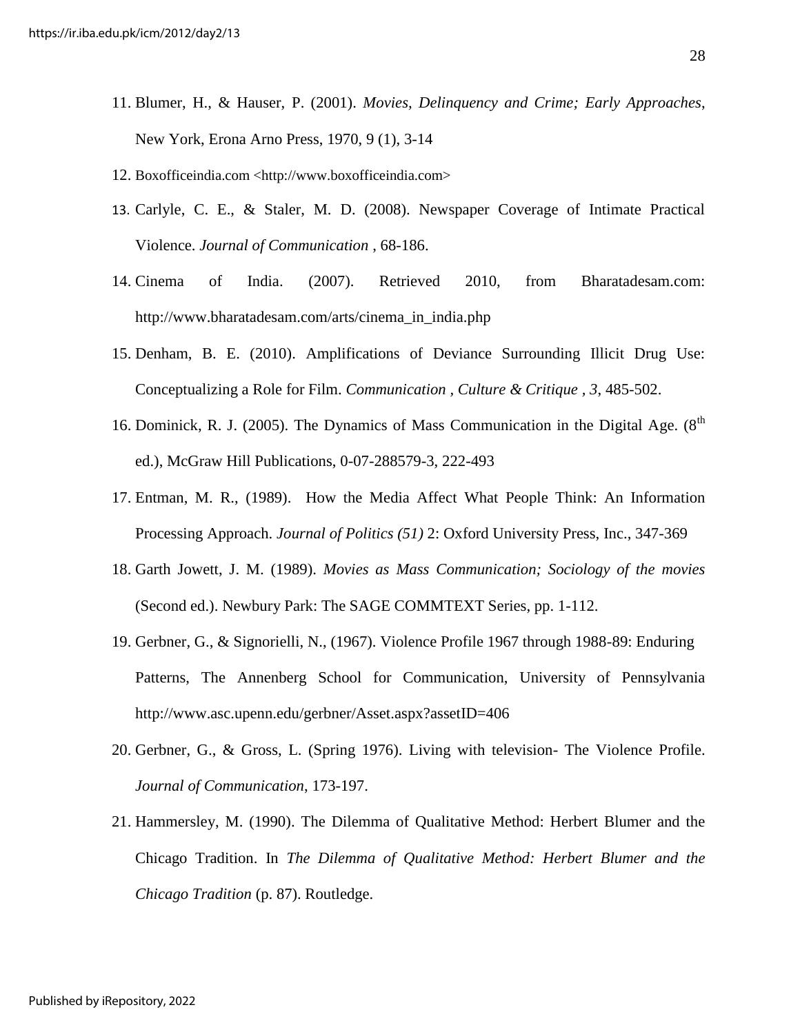11. Blumer, H., & Hauser, P. (2001). *Movies, Delinquency and Crime; Early Approaches*, New York, Erona Arno Press, 1970, 9 (1), 3-14
12. Boxofficeindia.com <http://www.boxofficeindia.com>
13. Carlyle, C. E., & Staler, M. D. (2008). Newspaper Coverage of Intimate Practical Violence. *Journal of Communication* , 68-186.
14. Cinema of India. (2007). Retrieved 2010, from Bharatadesam.com: http://www.bharatadesam.com/arts/cinema_in_india.php
15. Denham, B. E. (2010). Amplifications of Deviance Surrounding Illicit Drug Use: Conceptualizing a Role for Film. *Communication , Culture & Critique , 3*, 485-502.
16. Dominick, R. J. (2005). The Dynamics of Mass Communication in the Digital Age. (8th ed.), McGraw Hill Publications, 0-07-288579-3, 222-493
17. Entman, M. R., (1989). How the Media Affect What People Think: An Information Processing Approach. *Journal of Politics (51)* 2: Oxford University Press, Inc., 347-369
18. Garth Jowett, J. M. (1989). *Movies as Mass Communication; Sociology of the movies* (Second ed.). Newbury Park: The SAGE COMMTEXT Series, pp. 1-112.
19. Gerbner, G., & Signorielli, N., (1967). Violence Profile 1967 through 1988-89: Enduring Patterns, The Annenberg School for Communication, University of Pennsylvania http://www.asc.upenn.edu/gerbner/Asset.aspx?assetID=406
20. Gerbner, G., & Gross, L. (Spring 1976). Living with television- The Violence Profile. *Journal of Communication*, 173-197.
21. Hammersley, M. (1990). The Dilemma of Qualitative Method: Herbert Blumer and the Chicago Tradition. In *The Dilemma of Qualitative Method: Herbert Blumer and the Chicago Tradition* (p. 87). Routledge.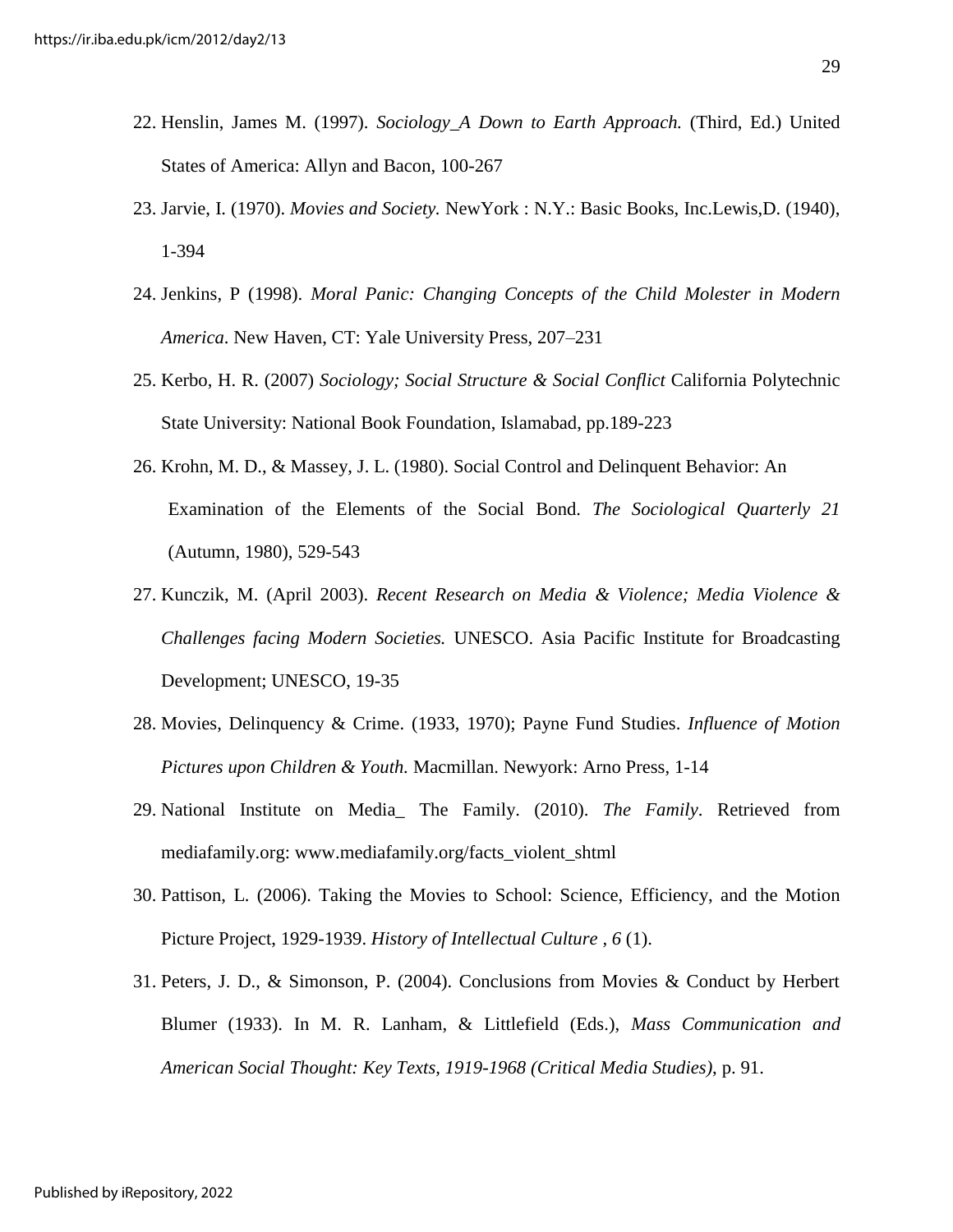22. Henslin, James M. (1997). *Sociology_A Down to Earth Approach.* (Third, Ed.) United States of America: Allyn and Bacon, 100-267

23. Jarvie, I. (1970). *Movies and Society.* NewYork : N.Y.: Basic Books, Inc.Lewis,D. (1940), 1-394

24. Jenkins, P (1998). *Moral Panic: Changing Concepts of the Child Molester in Modern America*. New Haven, CT: Yale University Press, 207–231

25. Kerbo, H. R. (2007) *Sociology; Social Structure & Social Conflict* California Polytechnic State University: National Book Foundation, Islamabad, pp.189-223

26. Krohn, M. D., & Massey, J. L. (1980). Social Control and Delinquent Behavior: An Examination of the Elements of the Social Bond. *The Sociological Quarterly 21* (Autumn, 1980), 529-543

27. Kunczik, M. (April 2003). *Recent Research on Media & Violence; Media Violence & Challenges facing Modern Societies.* UNESCO. Asia Pacific Institute for Broadcasting Development; UNESCO, 19-35

28. Movies, Delinquency & Crime. (1933, 1970); Payne Fund Studies. *Influence of Motion Pictures upon Children & Youth.* Macmillan. Newyork: Arno Press, 1-14

29. National Institute on Media_ The Family. (2010). *The Family*. Retrieved from mediafamily.org: www.mediafamily.org/facts_violent_shtml

30. Pattison, L. (2006). Taking the Movies to School: Science, Efficiency, and the Motion Picture Project, 1929-1939. *History of Intellectual Culture , 6* (1).

31. Peters, J. D., & Simonson, P. (2004). Conclusions from Movies & Conduct by Herbert Blumer (1933). In M. R. Lanham, & Littlefield (Eds.), *Mass Communication and American Social Thought: Key Texts, 1919-1968 (Critical Media Studies)*, p. 91.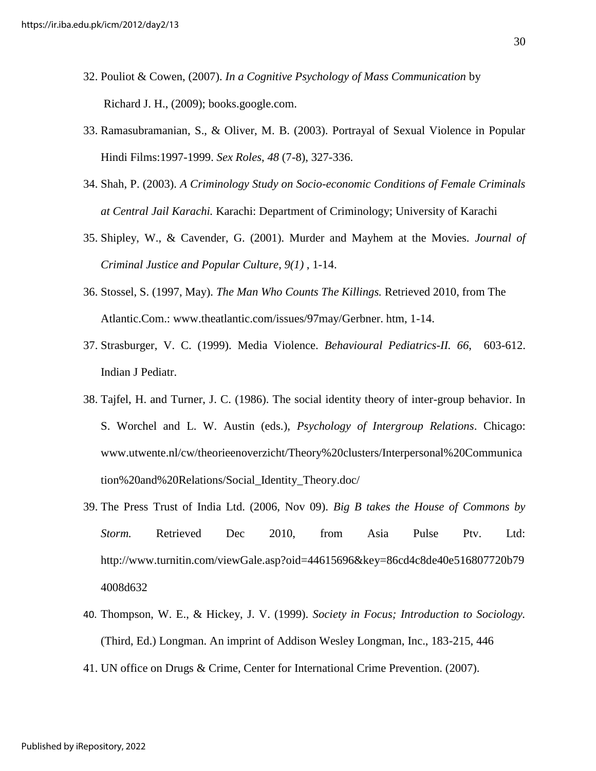32. Pouliot & Cowen, (2007). *In a Cognitive Psychology of Mass Communication* by Richard J. H., (2009); books.google.com.
33. Ramasubramanian, S., & Oliver, M. B. (2003). Portrayal of Sexual Violence in Popular Hindi Films:1997-1999. *Sex Roles*, *48* (7-8), 327-336.
34. Shah, P. (2003). *A Criminology Study on Socio-economic Conditions of Female Criminals at Central Jail Karachi.* Karachi: Department of Criminology; University of Karachi
35. Shipley, W., & Cavender, G. (2001). Murder and Mayhem at the Movies. *Journal of Criminal Justice and Popular Culture, 9(1)* , 1-14.
36. Stossel, S. (1997, May). *The Man Who Counts The Killings.* Retrieved 2010, from The Atlantic.Com.: www.theatlantic.com/issues/97may/Gerbner. htm, 1-14.
37. Strasburger, V. C. (1999). Media Violence. *Behavioural Pediatrics-II. 66*, 603-612. Indian J Pediatr.
38. Tajfel, H. and Turner, J. C. (1986). The social identity theory of inter-group behavior. In S. Worchel and L. W. Austin (eds.), *Psychology of Intergroup Relations*. Chicago: www.utwente.nl/cw/theorieenoverzicht/Theory%20clusters/Interpersonal%20Communication%20and%20Relations/Social_Identity_Theory.doc/
39. The Press Trust of India Ltd. (2006, Nov 09). *Big B takes the House of Commons by Storm.* Retrieved Dec 2010, from Asia Pulse Ptv. Ltd: http://www.turnitin.com/viewGale.asp?oid=44615696&key=86cd4c8de40e516807720b794008d632
40. Thompson, W. E., & Hickey, J. V. (1999). *Society in Focus; Introduction to Sociology.* (Third, Ed.) Longman. An imprint of Addison Wesley Longman, Inc., 183-215, 446
41. UN office on Drugs & Crime, Center for International Crime Prevention. (2007).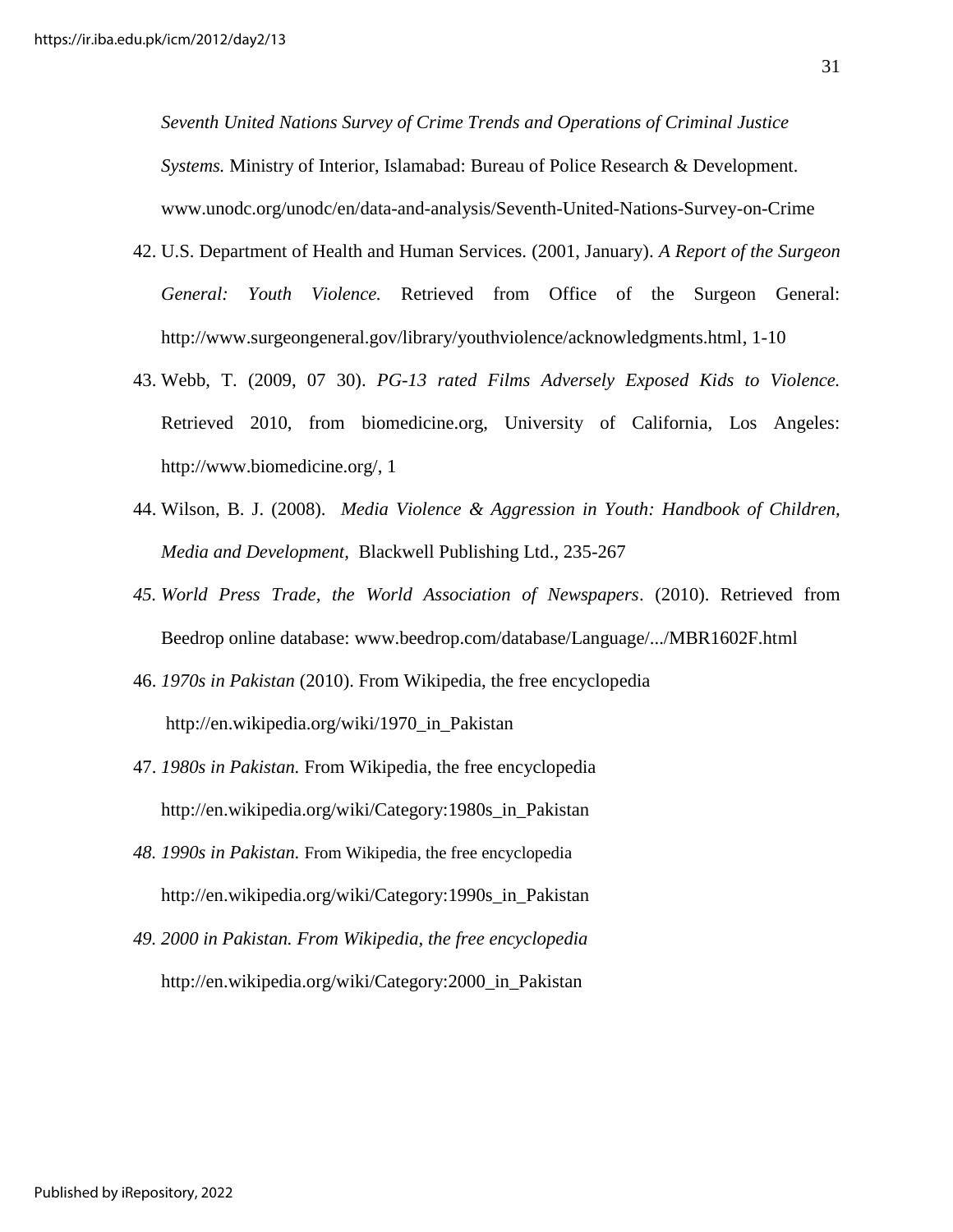*Seventh United Nations Survey of Crime Trends and Operations of Criminal Justice Systems.* Ministry of Interior, Islamabad: Bureau of Police Research & Development. www.unodc.org/unodc/en/data-and-analysis/Seventh-United-Nations-Survey-on-Crime

42. U.S. Department of Health and Human Services. (2001, January). *A Report of the Surgeon General: Youth Violence.* Retrieved from Office of the Surgeon General: http://www.surgeongeneral.gov/library/youthviolence/acknowledgments.html, 1-10
43. Webb, T. (2009, 07 30). *PG-13 rated Films Adversely Exposed Kids to Violence.* Retrieved 2010, from biomedicine.org, University of California, Los Angeles: http://www.biomedicine.org/, 1
44. Wilson, B. J. (2008). *Media Violence & Aggression in Youth: Handbook of Children, Media and Development,* Blackwell Publishing Ltd., 235-267
45. *World Press Trade, the World Association of Newspapers*. (2010). Retrieved from Beedrop online database: www.beedrop.com/database/Language/.../MBR1602F.html
46. *1970s in Pakistan* (2010). From Wikipedia, the free encyclopedia http://en.wikipedia.org/wiki/1970_in_Pakistan
47. *1980s in Pakistan.* From Wikipedia, the free encyclopedia http://en.wikipedia.org/wiki/Category:1980s_in_Pakistan
48. *1990s in Pakistan.* From Wikipedia, the free encyclopedia http://en.wikipedia.org/wiki/Category:1990s_in_Pakistan
49. *2000 in Pakistan. From Wikipedia, the free encyclopedia* http://en.wikipedia.org/wiki/Category:2000_in_Pakistan